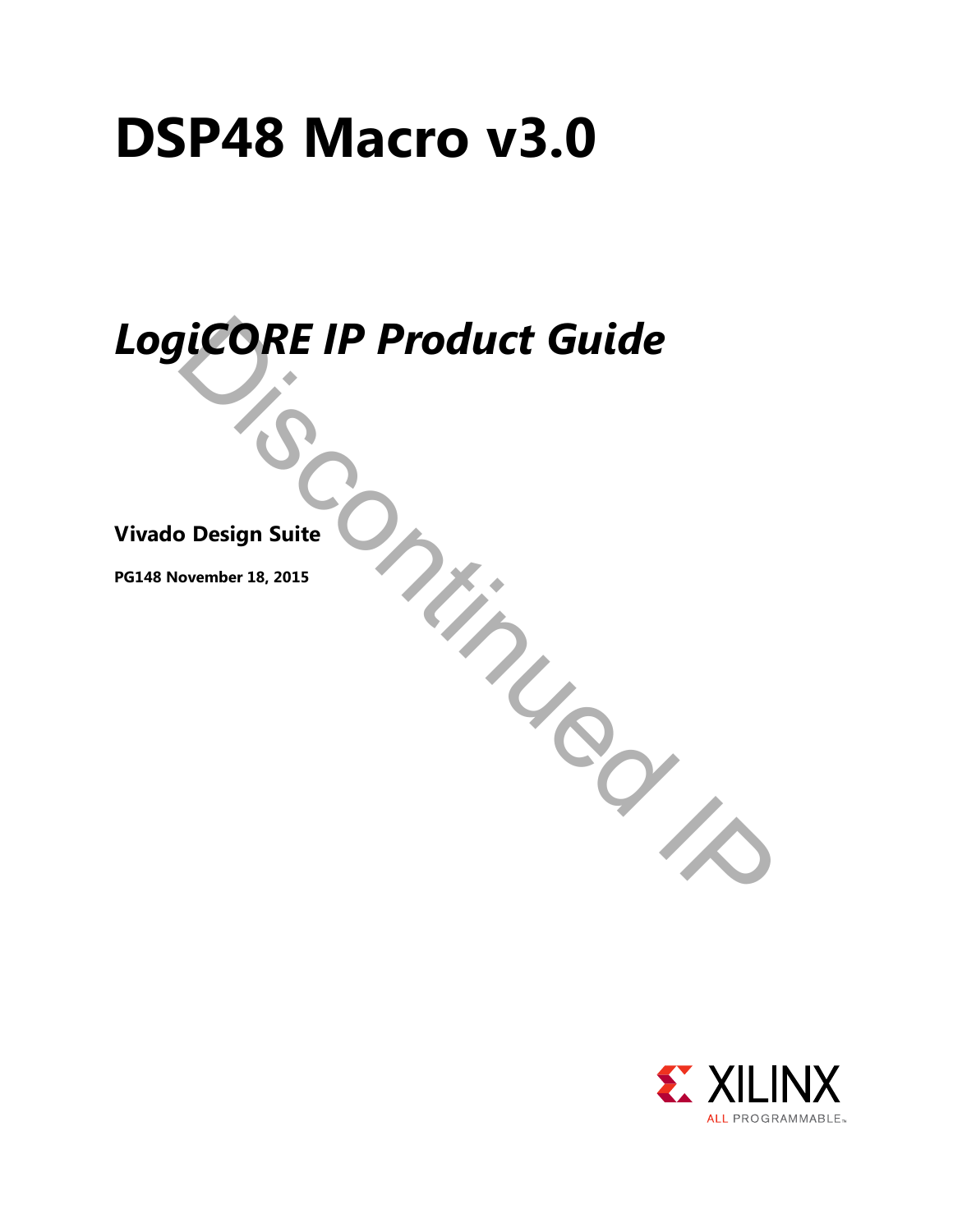# DSP48 Macro v3.0

## *LogiCORE IP Product Guide*

Discontinued IP

**Vivado Design Suite**

**PG148 November 18, 2015**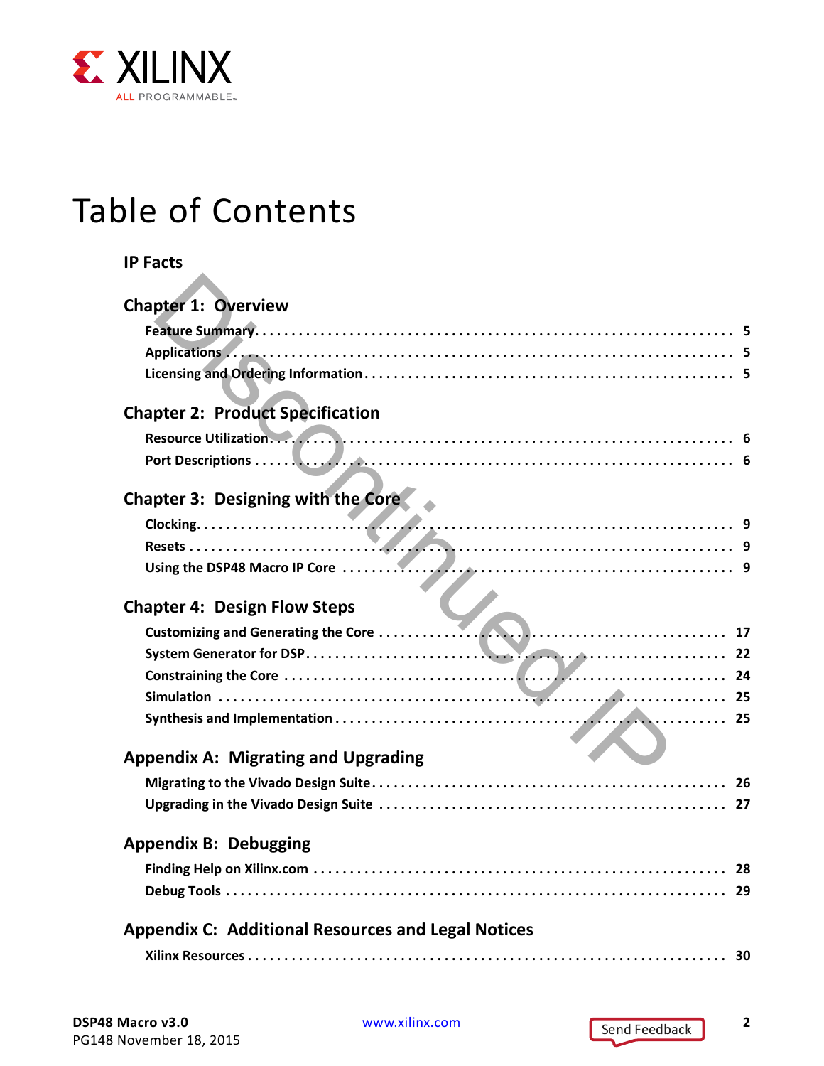# Table of Contents

**IP Facts**

## Chapter 1: Overview

- Feature Summary . . . . . 5
- Applications . . . . . 5
- Licensing and Ordering Information . . . . . 5

## Chapter 2: Product Specification

- Resource Utilization . . . . . 6
- Port Descriptions . . . . . 6

## Chapter 3: Designing with the Core

- Clocking . . . . . 9
- Resets . . . . . 9
- Using the DSP48 Macro IP Core . . . . . 9

## Chapter 4: Design Flow Steps

- Customizing and Generating the Core . . . . . 17
- System Generator for DSP . . . . . 22
- Constraining the Core . . . . . 24
- Simulation . . . . . 25
- Synthesis and Implementation . . . . . 25

## Appendix A: Migrating and Upgrading

- Migrating to the Vivado Design Suite . . . . . 26
- Upgrading in the Vivado Design Suite . . . . . 27

## Appendix B: Debugging

- Finding Help on Xilinx.com . . . . . 28
- Debug Tools . . . . . 29

## Appendix C: Additional Resources and Legal Notices

- Xilinx Resources . . . . . 30

Discontinued IP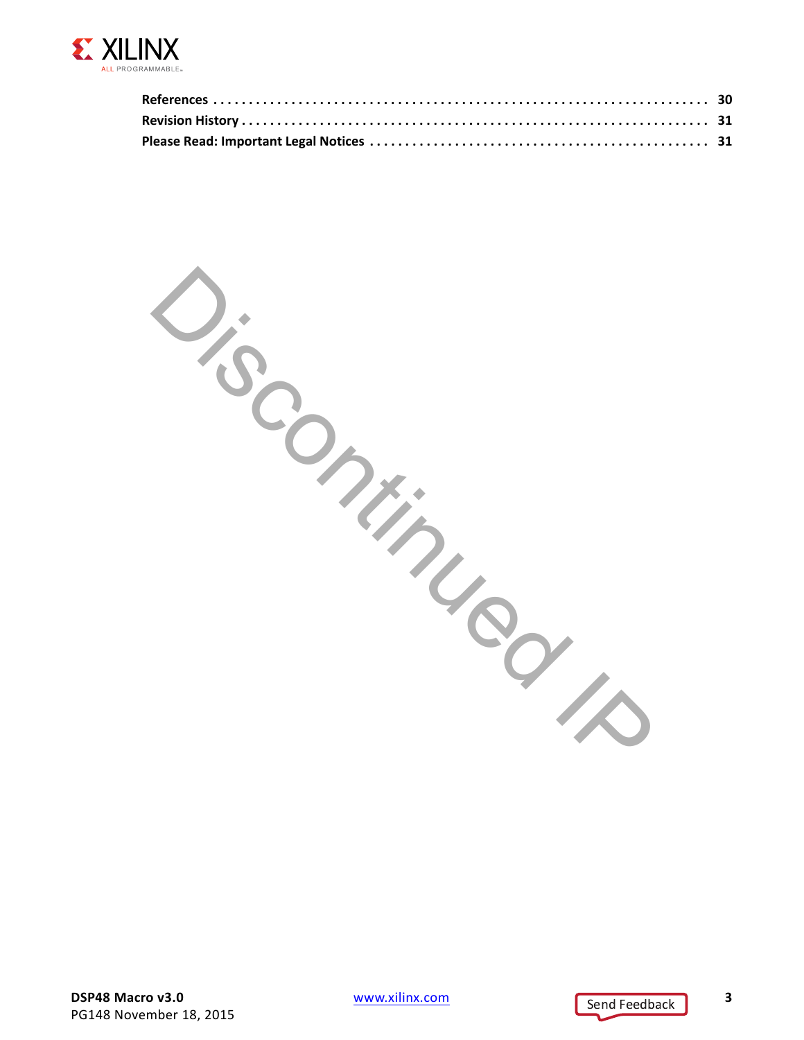**References** . . . . . . . . . . . . . . . . . . . . . . . . . . . . . . . . . . . . . . . . . . . . . . . . . . . . . . . . . . . . . . . . . . . . . 30
**Revision History** . . . . . . . . . . . . . . . . . . . . . . . . . . . . . . . . . . . . . . . . . . . . . . . . . . . . . . . . . . . . . . . . . . 31
**Please Read: Important Legal Notices** . . . . . . . . . . . . . . . . . . . . . . . . . . . . . . . . . . . . . . . . . . . . . . . 31

Discontinued IP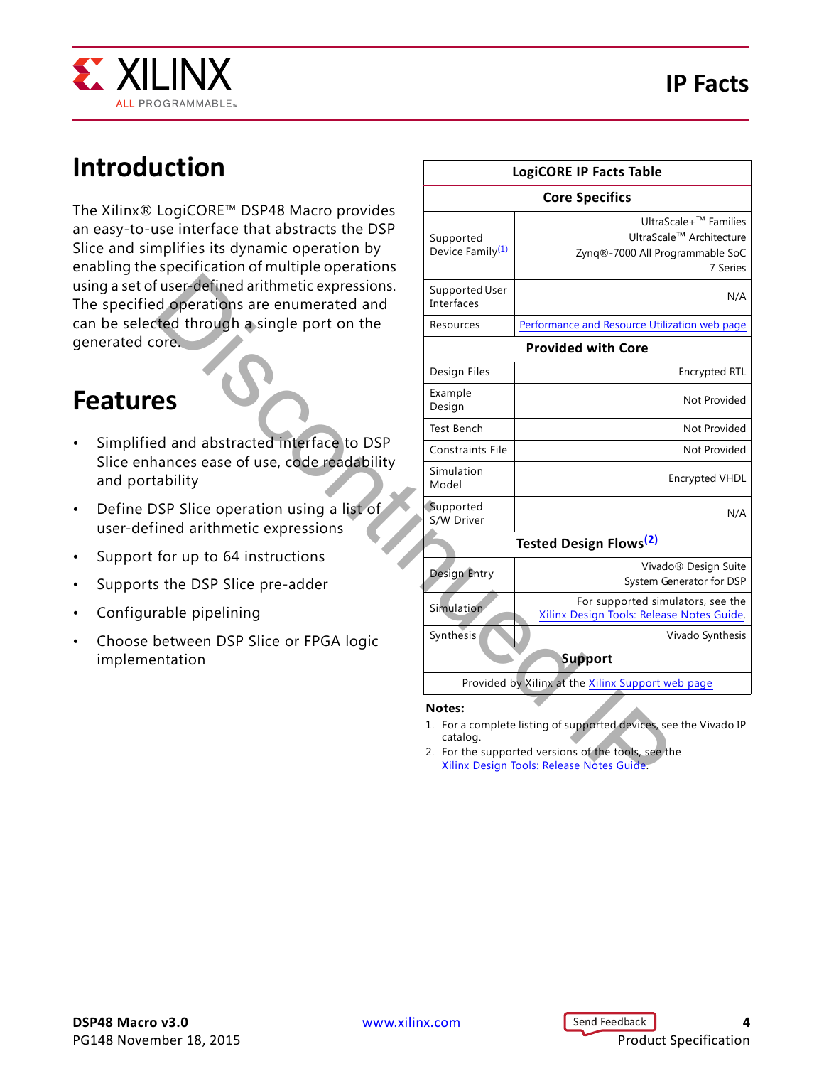## Introduction

The Xilinx® LogiCORE™ DSP48 Macro provides an easy-to-use interface that abstracts the DSP Slice and simplifies its dynamic operation by enabling the specification of multiple operations using a set of user-defined arithmetic expressions. The specified operations are enumerated and can be selected through a single port on the generated core.

## Features

- Simplified and abstracted interface to DSP Slice enhances ease of use, code readability and portability
- Define DSP Slice operation using a list of user-defined arithmetic expressions
- Support for up to 64 instructions
- Supports the DSP Slice pre-adder
- Configurable pipelining
- Choose between DSP Slice or FPGA logic implementation

| LogiCORE IP Facts Table | |
|---|---|
| **Core Specifics** | |
| Supported Device Family[1] | UltraScale+™ Families<br>UltraScale™ Architecture<br>Zynq®-7000 All Programmable SoC<br>7 Series |
| Supported User Interfaces | N/A |
| Resources | Performance and Resource Utilization web page |
| **Provided with Core** | |
| Design Files | Encrypted RTL |
| Example Design | Not Provided |
| Test Bench | Not Provided |
| Constraints File | Not Provided |
| Simulation Model | Encrypted VHDL |
| Supported S/W Driver | N/A |
| **Tested Design Flows[2]** | |
| Design Entry | Vivado® Design Suite<br>System Generator for DSP |
| Simulation | For supported simulators, see the Xilinx Design Tools: Release Notes Guide. |
| Synthesis | Vivado Synthesis |
| **Support** | |
| Provided by Xilinx at the Xilinx Support web page | |

**Notes:**

1. For a complete listing of supported devices, see the Vivado IP catalog.
2. For the supported versions of the tools, see the Xilinx Design Tools: Release Notes Guide.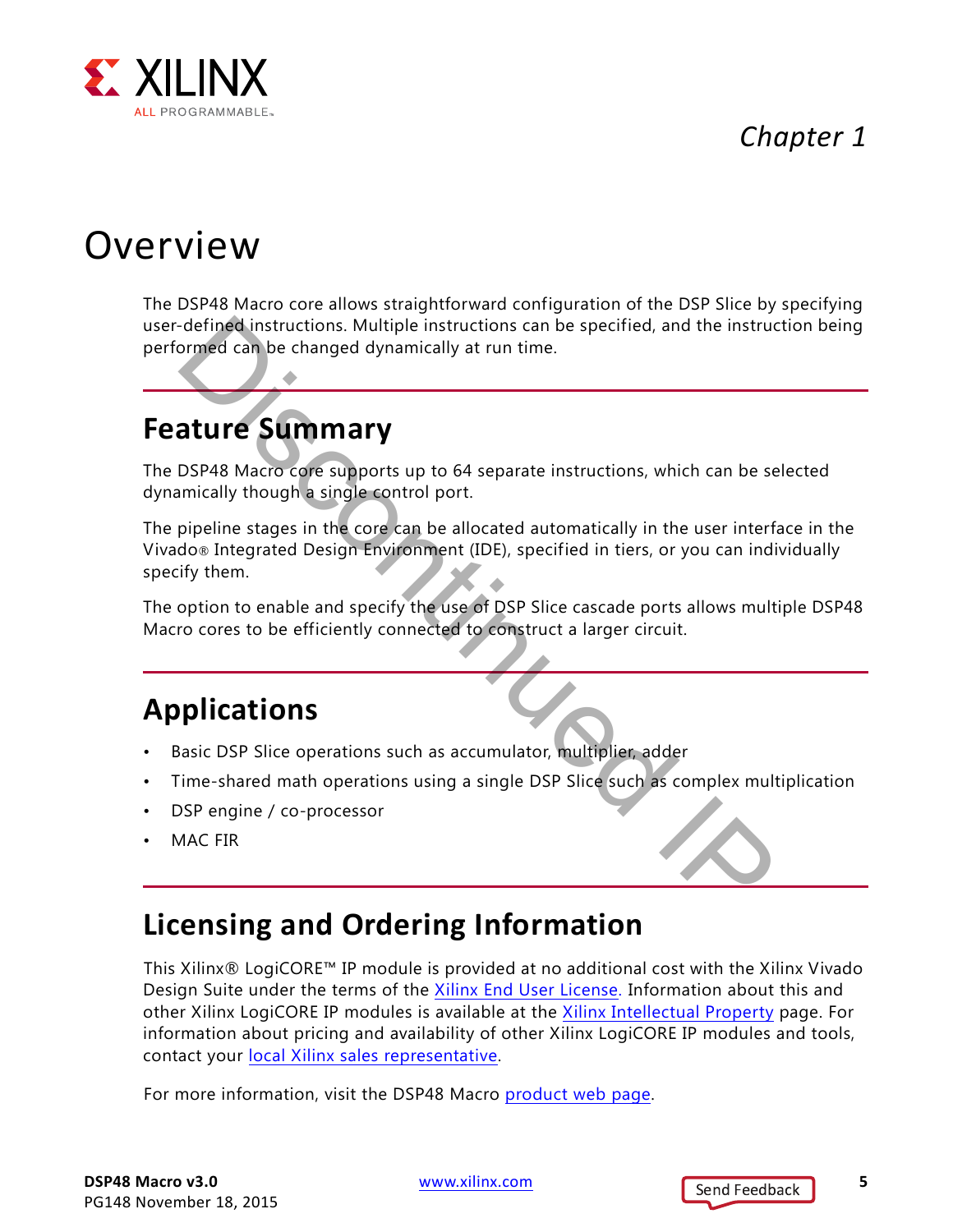# Chapter 1

# Overview

The DSP48 Macro core allows straightforward configuration of the DSP Slice by specifying user-defined instructions. Multiple instructions can be specified, and the instruction being performed can be changed dynamically at run time.

## Feature Summary

The DSP48 Macro core supports up to 64 separate instructions, which can be selected dynamically though a single control port.

The pipeline stages in the core can be allocated automatically in the user interface in the Vivado® Integrated Design Environment (IDE), specified in tiers, or you can individually specify them.

The option to enable and specify the use of DSP Slice cascade ports allows multiple DSP48 Macro cores to be efficiently connected to construct a larger circuit.

## Applications

- Basic DSP Slice operations such as accumulator, multiplier, adder
- Time-shared math operations using a single DSP Slice such as complex multiplication
- DSP engine / co-processor
- MAC FIR

## Licensing and Ordering Information

This Xilinx® LogiCORE™ IP module is provided at no additional cost with the Xilinx Vivado Design Suite under the terms of the Xilinx End User License. Information about this and other Xilinx LogiCORE IP modules is available at the Xilinx Intellectual Property page. For information about pricing and availability of other Xilinx LogiCORE IP modules and tools, contact your local Xilinx sales representative.

For more information, visit the DSP48 Macro product web page.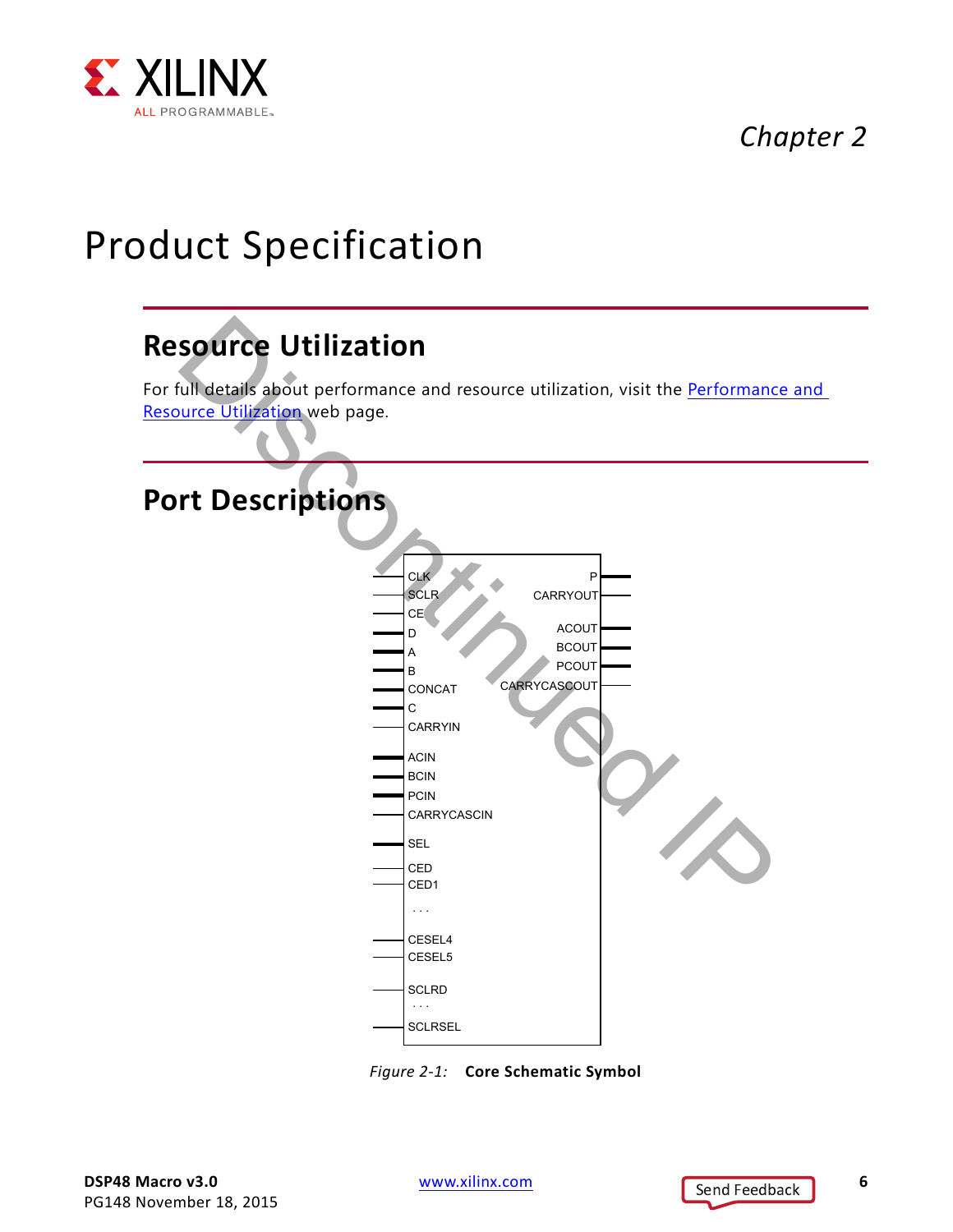# Chapter 2

# Product Specification

## Resource Utilization

For full details about performance and resource utilization, visit the Performance and Resource Utilization web page.

## Port Descriptions

Figure 2-1: **Core Schematic Symbol**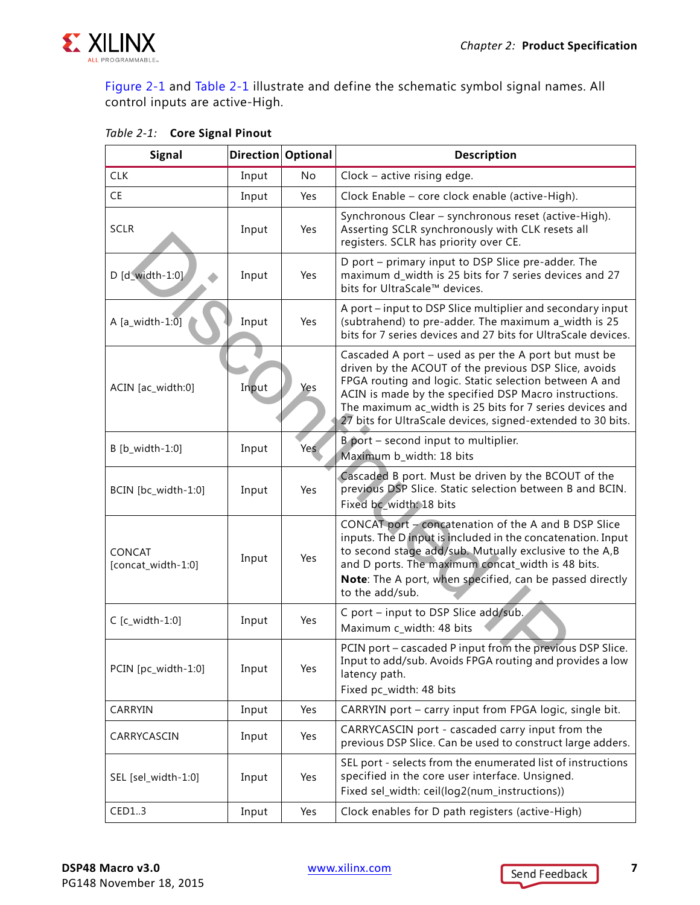Figure 2-1 and Table 2-1 illustrate and define the schematic symbol signal names. All control inputs are active-High.

*Table 2-1:* **Core Signal Pinout**

| Signal | Direction | Optional | Description |
|---|---|---|---|
| CLK | Input | No | Clock – active rising edge. |
| CE | Input | Yes | Clock Enable – core clock enable (active-High). |
| SCLR | Input | Yes | Synchronous Clear – synchronous reset (active-High). Asserting SCLR synchronously with CLK resets all registers. SCLR has priority over CE. |
| D [d_width-1:0] | Input | Yes | D port – primary input to DSP Slice pre-adder. The maximum d_width is 25 bits for 7 series devices and 27 bits for UltraScale™ devices. |
| A [a_width-1:0] | Input | Yes | A port – input to DSP Slice multiplier and secondary input (subtrahend) to pre-adder. The maximum a_width is 25 bits for 7 series devices and 27 bits for UltraScale devices. |
| ACIN [ac_width:0] | Input | Yes | Cascaded A port – used as per the A port but must be driven by the ACOUT of the previous DSP Slice, avoids FPGA routing and logic. Static selection between A and ACIN is made by the specified DSP Macro instructions. The maximum ac_width is 25 bits for 7 series devices and 27 bits for UltraScale devices, signed-extended to 30 bits. |
| B [b_width-1:0] | Input | Yes | B port – second input to multiplier. Maximum b_width: 18 bits |
| BCIN [bc_width-1:0] | Input | Yes | Cascaded B port. Must be driven by the BCOUT of the previous DSP Slice. Static selection between B and BCIN. Fixed bc_width: 18 bits |
| CONCAT [concat_width-1:0] | Input | Yes | CONCAT port – concatenation of the A and B DSP Slice inputs. The D input is included in the concatenation. Input to second stage add/sub. Mutually exclusive to the A,B and D ports. The maximum concat_width is 48 bits. **Note**: The A port, when specified, can be passed directly to the add/sub. |
| C [c_width-1:0] | Input | Yes | C port – input to DSP Slice add/sub. Maximum c_width: 48 bits |
| PCIN [pc_width-1:0] | Input | Yes | PCIN port – cascaded P input from the previous DSP Slice. Input to add/sub. Avoids FPGA routing and provides a low latency path. Fixed pc_width: 48 bits |
| CARRYIN | Input | Yes | CARRYIN port – carry input from FPGA logic, single bit. |
| CARRYCASCIN | Input | Yes | CARRYCASCIN port - cascaded carry input from the previous DSP Slice. Can be used to construct large adders. |
| SEL [sel_width-1:0] | Input | Yes | SEL port - selects from the enumerated list of instructions specified in the core user interface. Unsigned. Fixed sel_width: ceil(log2(num_instructions)) |
| CED1..3 | Input | Yes | Clock enables for D path registers (active-High) |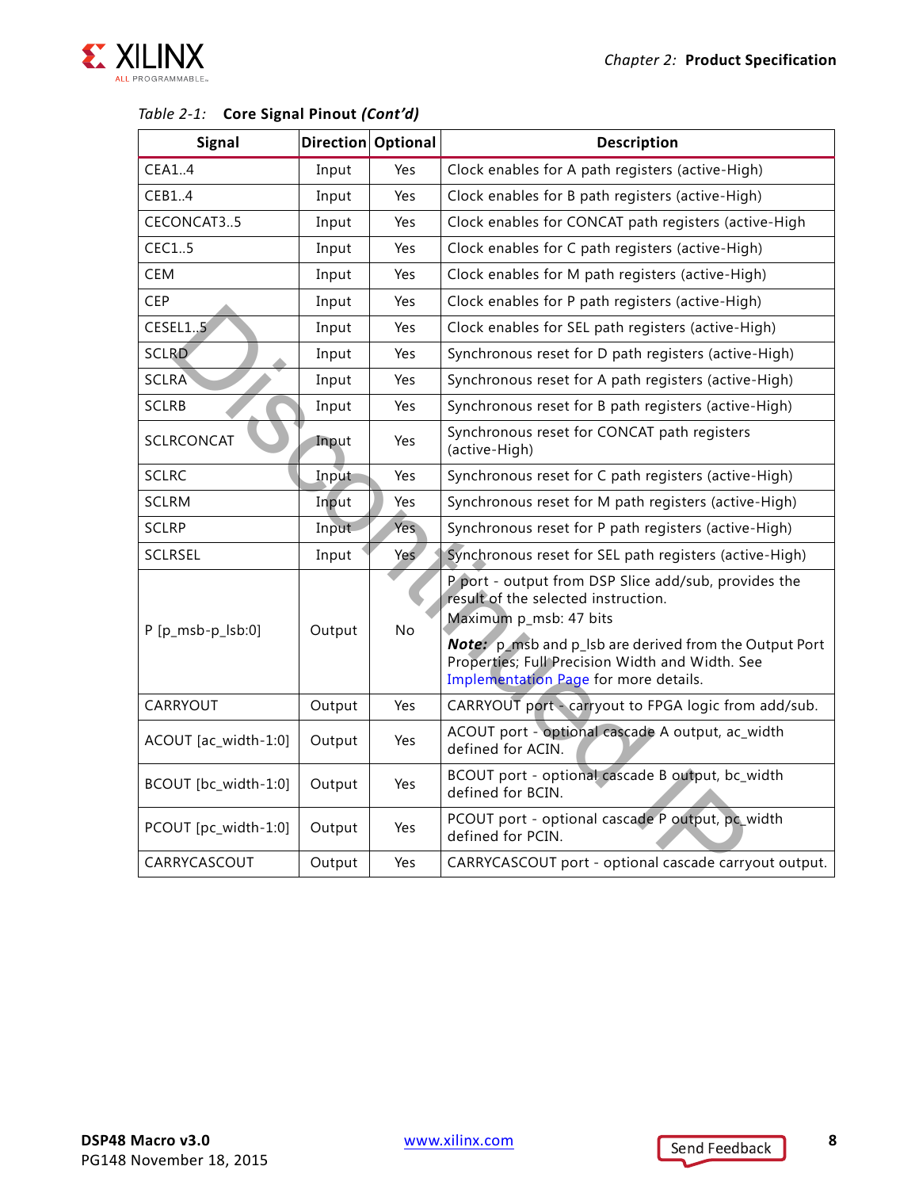Table 2-1: **Core Signal Pinout *(Cont'd)***

| Signal | Direction | Optional | Description |
|---|---|---|---|
| CEA1..4 | Input | Yes | Clock enables for A path registers (active-High) |
| CEB1..4 | Input | Yes | Clock enables for B path registers (active-High) |
| CECONCAT3..5 | Input | Yes | Clock enables for CONCAT path registers (active-High |
| CEC1..5 | Input | Yes | Clock enables for C path registers (active-High) |
| CEM | Input | Yes | Clock enables for M path registers (active-High) |
| CEP | Input | Yes | Clock enables for P path registers (active-High) |
| CESEL1..5 | Input | Yes | Clock enables for SEL path registers (active-High) |
| SCLRD | Input | Yes | Synchronous reset for D path registers (active-High) |
| SCLRA | Input | Yes | Synchronous reset for A path registers (active-High) |
| SCLRB | Input | Yes | Synchronous reset for B path registers (active-High) |
| SCLRCONCAT | Input | Yes | Synchronous reset for CONCAT path registers (active-High) |
| SCLRC | Input | Yes | Synchronous reset for C path registers (active-High) |
| SCLRM | Input | Yes | Synchronous reset for M path registers (active-High) |
| SCLRP | Input | Yes | Synchronous reset for P path registers (active-High) |
| SCLRSEL | Input | Yes | Synchronous reset for SEL path registers (active-High) |
| P [p_msb-p_lsb:0] | Output | No | P port - output from DSP Slice add/sub, provides the result of the selected instruction. Maximum p_msb: 47 bits ***Note:*** p_msb and p_lsb are derived from the Output Port Properties; Full Precision Width and Width. See Implementation Page for more details. |
| CARRYOUT | Output | Yes | CARRYOUT port - carryout to FPGA logic from add/sub. |
| ACOUT [ac_width-1:0] | Output | Yes | ACOUT port - optional cascade A output, ac_width defined for ACIN. |
| BCOUT [bc_width-1:0] | Output | Yes | BCOUT port - optional cascade B output, bc_width defined for BCIN. |
| PCOUT [pc_width-1:0] | Output | Yes | PCOUT port - optional cascade P output, pc_width defined for PCIN. |
| CARRYCASCOUT | Output | Yes | CARRYCASCOUT port - optional cascade carryout output. |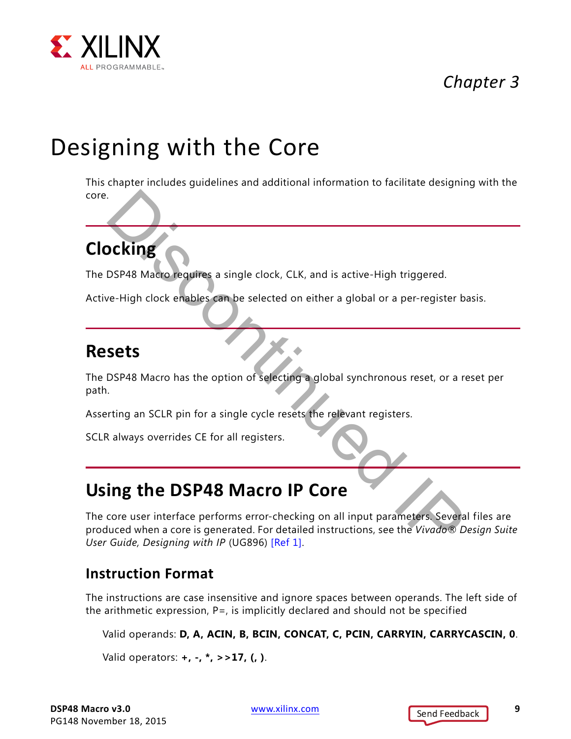# Chapter 3

# Designing with the Core

This chapter includes guidelines and additional information to facilitate designing with the core.

## Clocking

The DSP48 Macro requires a single clock, CLK, and is active-High triggered.

Active-High clock enables can be selected on either a global or a per-register basis.

## Resets

The DSP48 Macro has the option of selecting a global synchronous reset, or a reset per path.

Asserting an SCLR pin for a single cycle resets the relevant registers.

SCLR always overrides CE for all registers.

## Using the DSP48 Macro IP Core

The core user interface performs error-checking on all input parameters. Several files are produced when a core is generated. For detailed instructions, see the *Vivado® Design Suite User Guide, Designing with IP* (UG896) [Ref 1].

### Instruction Format

The instructions are case insensitive and ignore spaces between operands. The left side of the arithmetic expression, P=, is implicitly declared and should not be specified

Valid operands: **D, A, ACIN, B, BCIN, CONCAT, C, PCIN, CARRYIN, CARRYCASCIN, 0**.

Valid operators: **+, -, *, >>17, (, )**.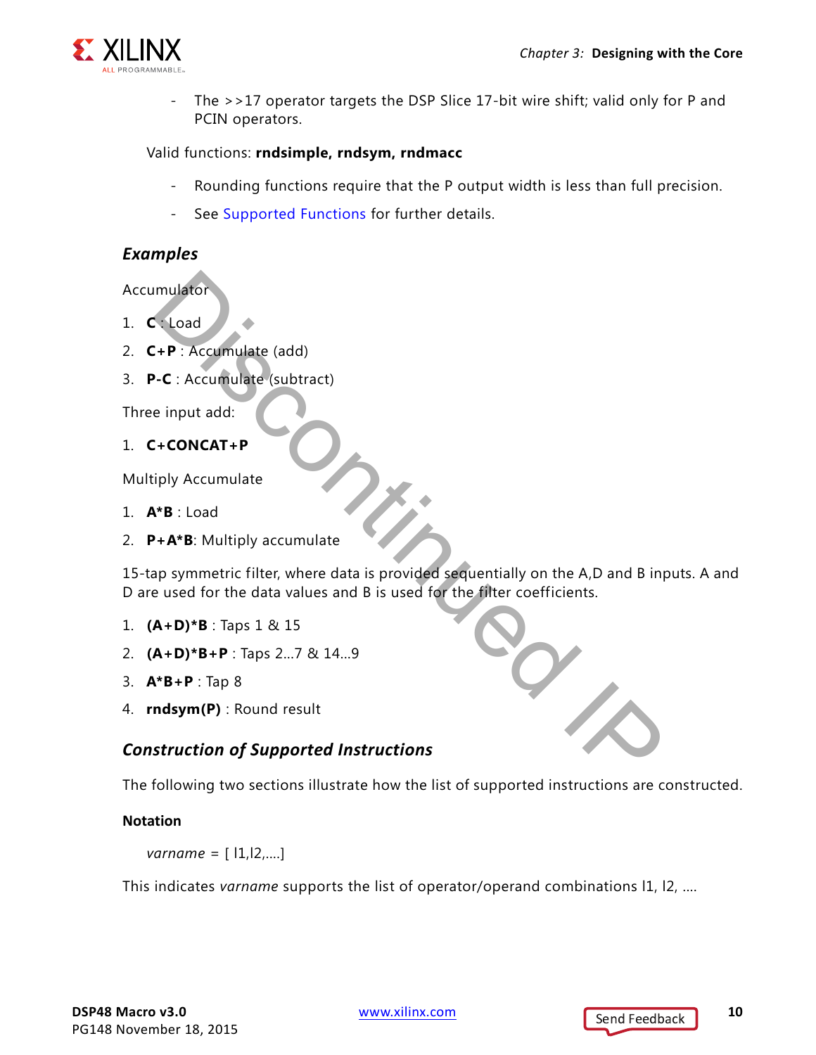- The >>17 operator targets the DSP Slice 17-bit wire shift; valid only for P and PCIN operators.

Valid functions: **rndsimple, rndsym, rndmacc**

- Rounding functions require that the P output width is less than full precision.
- See Supported Functions for further details.

### *Examples*

Accumulator

1. **C** : Load
2. **C+P** : Accumulate (add)
3. **P-C** : Accumulate (subtract)

Three input add:

1. **C+CONCAT+P**

Multiply Accumulate

1. **A*B** : Load
2. **P+A*B**: Multiply accumulate

15-tap symmetric filter, where data is provided sequentially on the A,D and B inputs. A and D are used for the data values and B is used for the filter coefficients.

1. **(A+D)*B** : Taps 1 & 15
2. **(A+D)*B+P** : Taps 2...7 & 14...9
3. **A*B+P** : Tap 8
4. **rndsym(P)** : Round result

### *Construction of Supported Instructions*

The following two sections illustrate how the list of supported instructions are constructed.

#### Notation

*varname* = [ I1,I2,....]

This indicates *varname* supports the list of operator/operand combinations I1, I2, ....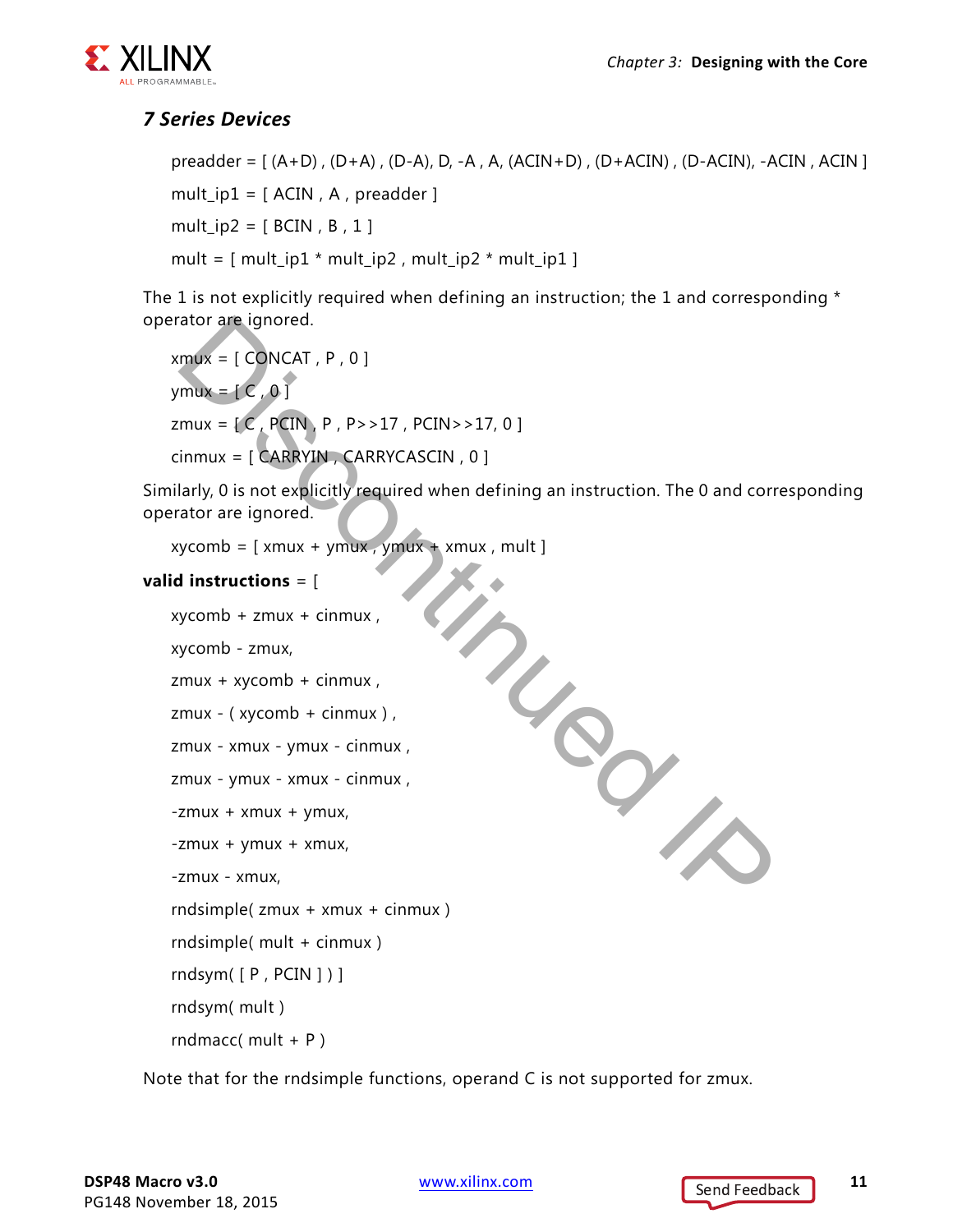### 7 Series Devices

preadder = [ (A+D) , (D+A) , (D-A), D, -A , A, (ACIN+D) , (D+ACIN) , (D-ACIN), -ACIN , ACIN ]

mult_ip1 = [ ACIN , A , preadder ]

mult_ip2 = [ BCIN , B , 1 ]

mult = [ mult_ip1 * mult_ip2 , mult_ip2 * mult_ip1 ]

The 1 is not explicitly required when defining an instruction; the 1 and corresponding * operator are ignored.

xmux = [ CONCAT , P , 0 ]

ymux = [ C , 0 ]

zmux = [ C , PCIN , P , P>>17 , PCIN>>17, 0 ]

cinmux = [ CARRYIN , CARRYCASCIN , 0 ]

Similarly, 0 is not explicitly required when defining an instruction. The 0 and corresponding operator are ignored.

xycomb = [ xmux + ymux , ymux + xmux , mult ]

**valid instructions** = [

xycomb + zmux + cinmux ,

xycomb - zmux,

zmux + xycomb + cinmux ,

zmux - ( xycomb + cinmux ) ,

zmux - xmux - ymux - cinmux ,

zmux - ymux - xmux - cinmux ,

-zmux + xmux + ymux,

-zmux + ymux + xmux,

-zmux - xmux,

rndsimple( zmux + xmux + cinmux )

rndsimple( mult + cinmux )

rndsym( [ P , PCIN ] ) ]

rndsym( mult )

rndmacc( mult + P )

Note that for the rndsimple functions, operand C is not supported for zmux.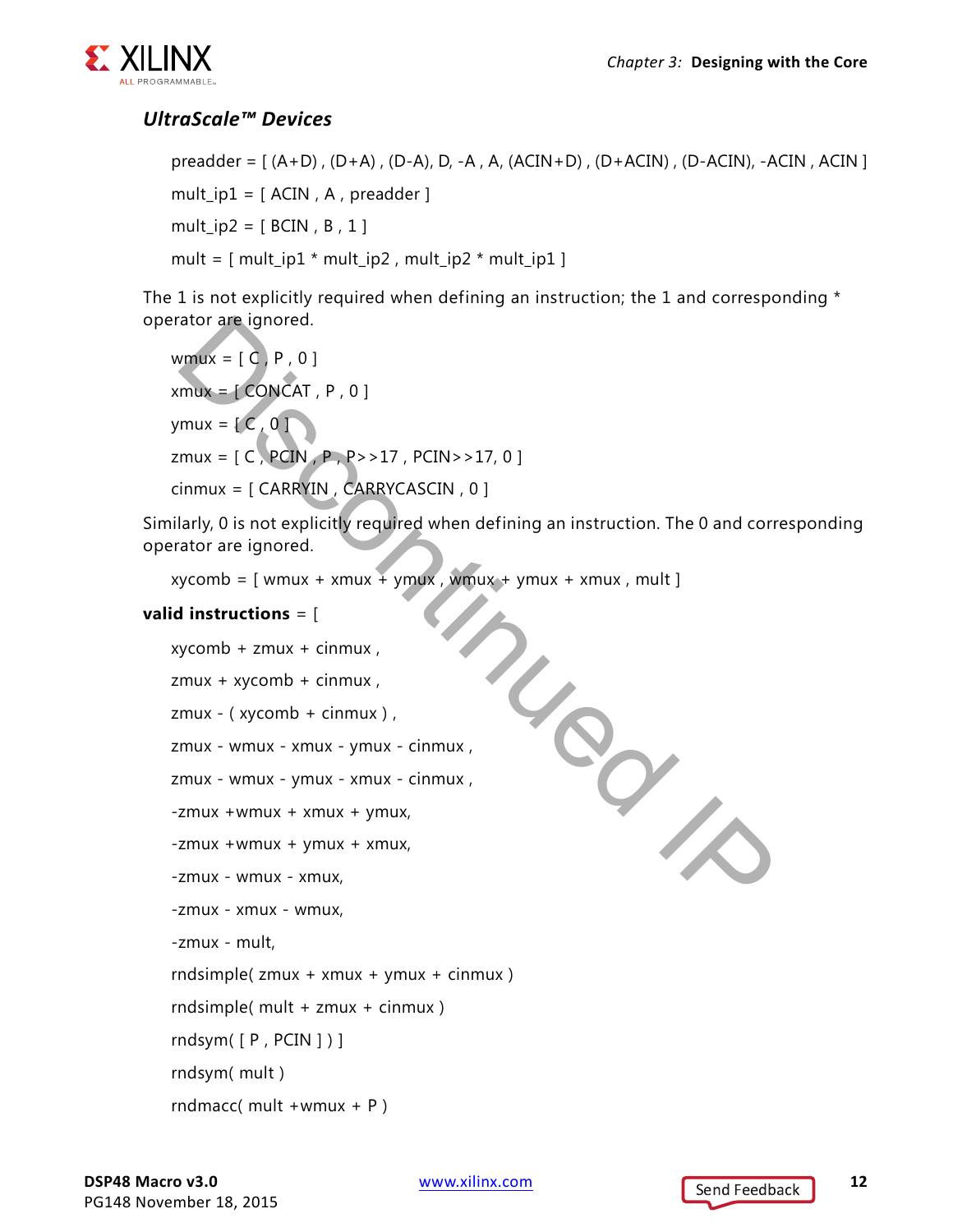### *UltraScale™ Devices*

preadder = [ (A+D) , (D+A) , (D-A), D, -A , A, (ACIN+D) , (D+ACIN) , (D-ACIN), -ACIN , ACIN ]

mult_ip1 = [ ACIN , A , preadder ]

mult_ip2 = [ BCIN , B , 1 ]

mult = [ mult_ip1 * mult_ip2 , mult_ip2 * mult_ip1 ]

The 1 is not explicitly required when defining an instruction; the 1 and corresponding * operator are ignored.

wmux = [ C , P , 0 ]

xmux = [ CONCAT , P , 0 ]

ymux = [ C , 0 ]

zmux = [ C , PCIN , P , P>>17 , PCIN>>17, 0 ]

cinmux = [ CARRYIN , CARRYCASCIN , 0 ]

Similarly, 0 is not explicitly required when defining an instruction. The 0 and corresponding operator are ignored.

xycomb = [ wmux + xmux + ymux , wmux + ymux + xmux , mult ]

**valid instructions** = [

xycomb + zmux + cinmux ,

zmux + xycomb + cinmux ,

zmux - ( xycomb + cinmux ) ,

zmux - wmux - xmux - ymux - cinmux ,

zmux - wmux - ymux - xmux - cinmux ,

-zmux +wmux + xmux + ymux,

-zmux +wmux + ymux + xmux,

-zmux - wmux - xmux,

-zmux - xmux - wmux,

-zmux - mult,

rndsimple( zmux + xmux + ymux + cinmux )

rndsimple( mult + zmux + cinmux )

rndsym( [ P , PCIN ] ) ]

rndsym( mult )

rndmacc( mult +wmux + P )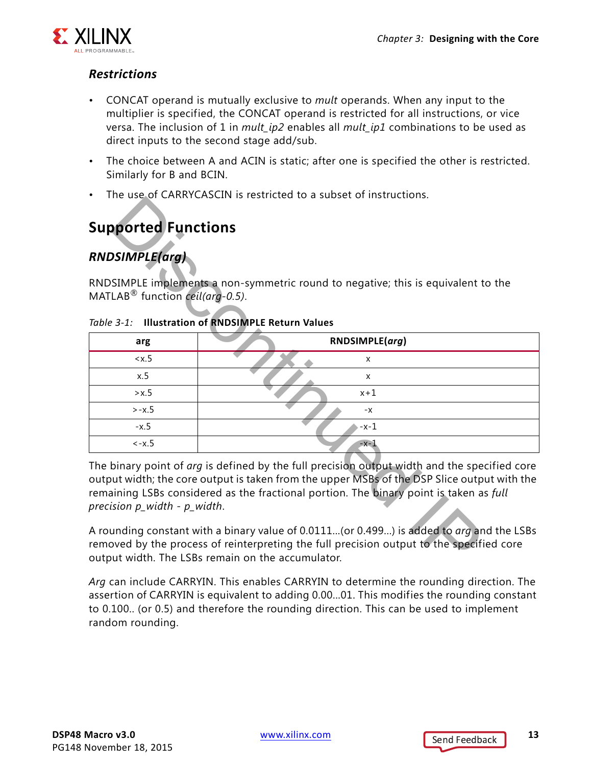### *Restrictions*

- CONCAT operand is mutually exclusive to *mult* operands. When any input to the multiplier is specified, the CONCAT operand is restricted for all instructions, or vice versa. The inclusion of 1 in *mult_ip2* enables all *mult_ip1* combinations to be used as direct inputs to the second stage add/sub.
- The choice between A and ACIN is static; after one is specified the other is restricted. Similarly for B and BCIN.
- The use of CARRYCASCIN is restricted to a subset of instructions.

## Supported Functions

### *RNDSIMPLE(arg)*

RNDSIMPLE implements a non-symmetric round to negative; this is equivalent to the MATLAB® function *ceil(arg-0.5)*.

*Table 3-1:* **Illustration of RNDSIMPLE Return Values**

| arg | RNDSIMPLE(*arg*) |
|---|---|
| <x.5 | x |
| x.5 | x |
| >x.5 | x+1 |
| >-x.5 | -x |
| -x.5 | -x-1 |
| <-x.5 | -x-1 |

The binary point of *arg* is defined by the full precision output width and the specified core output width; the core output is taken from the upper MSBs of the DSP Slice output with the remaining LSBs considered as the fractional portion. The binary point is taken as *full precision p_width - p_width*.

A rounding constant with a binary value of 0.0111...(or 0.499...) is added to *arg* and the LSBs removed by the process of reinterpreting the full precision output to the specified core output width. The LSBs remain on the accumulator.

*Arg* can include CARRYIN. This enables CARRYIN to determine the rounding direction. The assertion of CARRYIN is equivalent to adding 0.00...01. This modifies the rounding constant to 0.100.. (or 0.5) and therefore the rounding direction. This can be used to implement random rounding.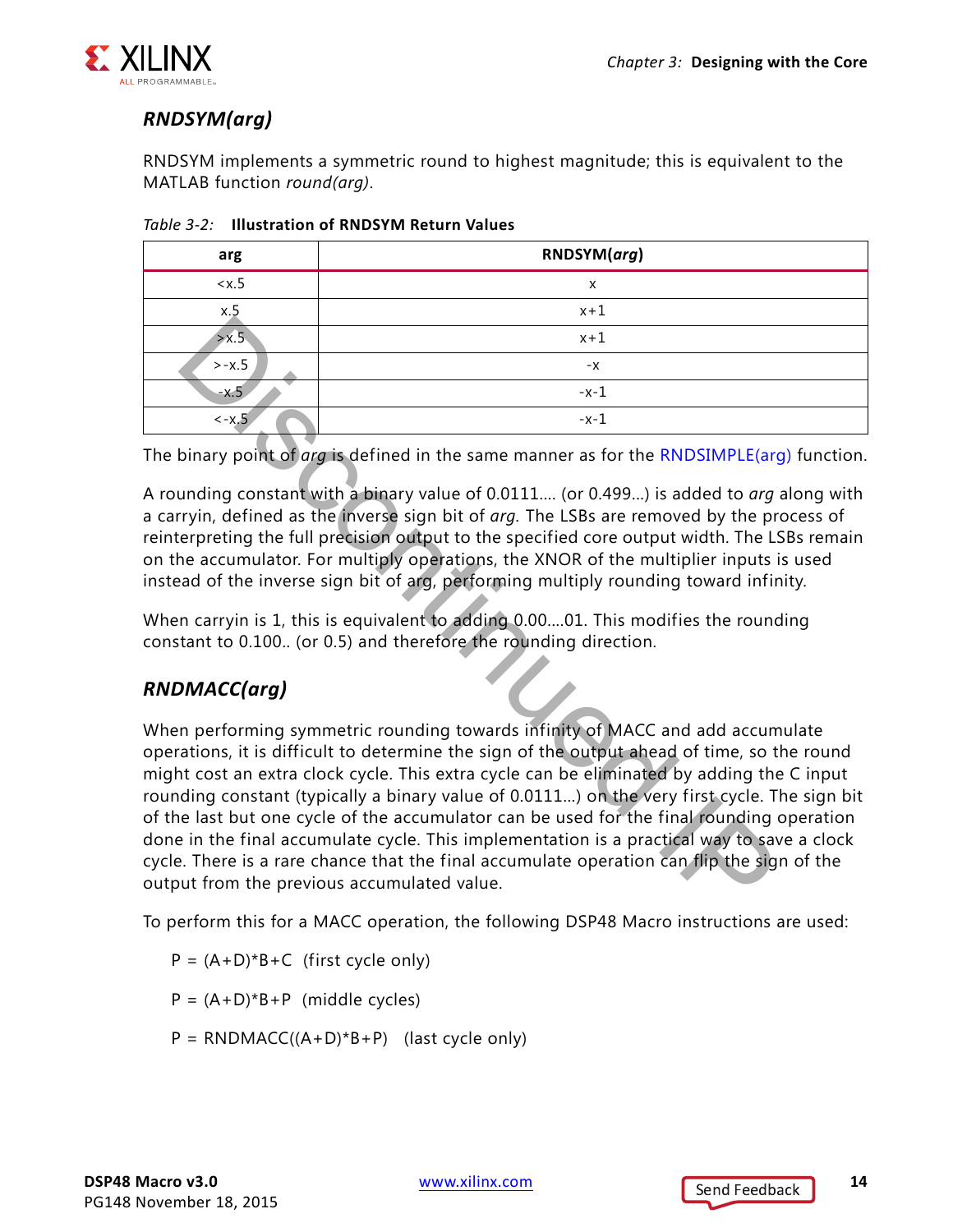### *RNDSYM(arg)*

RNDSYM implements a symmetric round to highest magnitude; this is equivalent to the MATLAB function *round(arg)*.

*Table 3-2:* **Illustration of RNDSYM Return Values**

| arg | RNDSYM(*arg*) |
|---|---|
| <x.5 | x |
| x.5 | x+1 |
| >x.5 | x+1 |
| >-x.5 | -x |
| -x.5 | -x-1 |
| <-x.5 | -x-1 |

The binary point of *arg* is defined in the same manner as for the RNDSIMPLE(arg) function.

A rounding constant with a binary value of 0.0111.... (or 0.499...) is added to *arg* along with a carryin, defined as the inverse sign bit of *arg*. The LSBs are removed by the process of reinterpreting the full precision output to the specified core output width. The LSBs remain on the accumulator. For multiply operations, the XNOR of the multiplier inputs is used instead of the inverse sign bit of arg, performing multiply rounding toward infinity.

When carryin is 1, this is equivalent to adding 0.00....01. This modifies the rounding constant to 0.100.. (or 0.5) and therefore the rounding direction.

### *RNDMACC(arg)*

When performing symmetric rounding towards infinity of MACC and add accumulate operations, it is difficult to determine the sign of the output ahead of time, so the round might cost an extra clock cycle. This extra cycle can be eliminated by adding the C input rounding constant (typically a binary value of 0.0111...) on the very first cycle. The sign bit of the last but one cycle of the accumulator can be used for the final rounding operation done in the final accumulate cycle. This implementation is a practical way to save a clock cycle. There is a rare chance that the final accumulate operation can flip the sign of the output from the previous accumulated value.

To perform this for a MACC operation, the following DSP48 Macro instructions are used:

P = (A+D)*B+C (first cycle only)

P = (A+D)*B+P (middle cycles)

P = RNDMACC((A+D)*B+P) (last cycle only)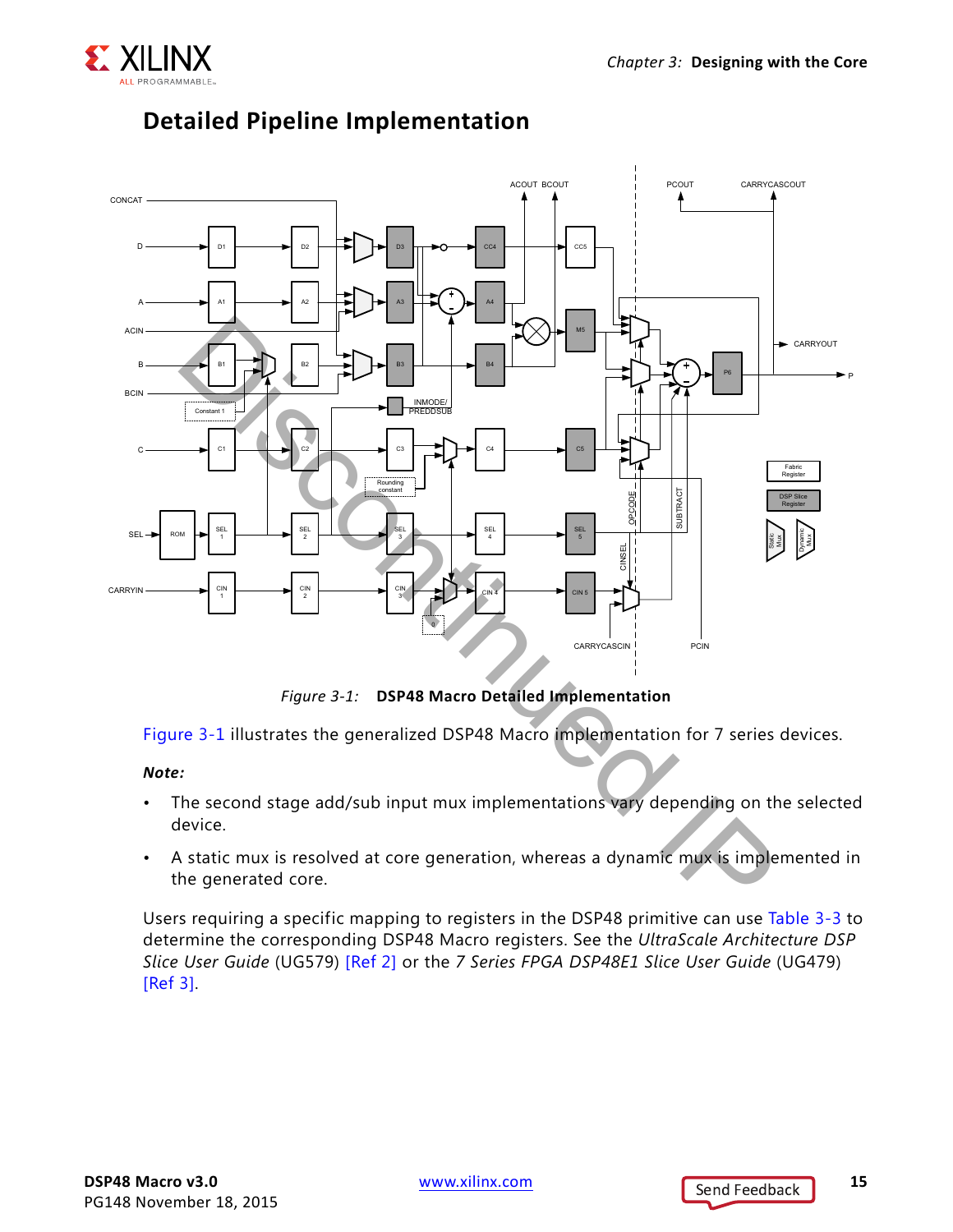## Detailed Pipeline Implementation

Figure 3-1: **DSP48 Macro Detailed Implementation**

Figure 3-1 illustrates the generalized DSP48 Macro implementation for 7 series devices.

***Note:***

- The second stage add/sub input mux implementations vary depending on the selected device.
- A static mux is resolved at core generation, whereas a dynamic mux is implemented in the generated core.

Users requiring a specific mapping to registers in the DSP48 primitive can use Table 3-3 to determine the corresponding DSP48 Macro registers. See the *UltraScale Architecture DSP Slice User Guide* (UG579) [Ref 2] or the *7 Series FPGA DSP48E1 Slice User Guide* (UG479) [Ref 3].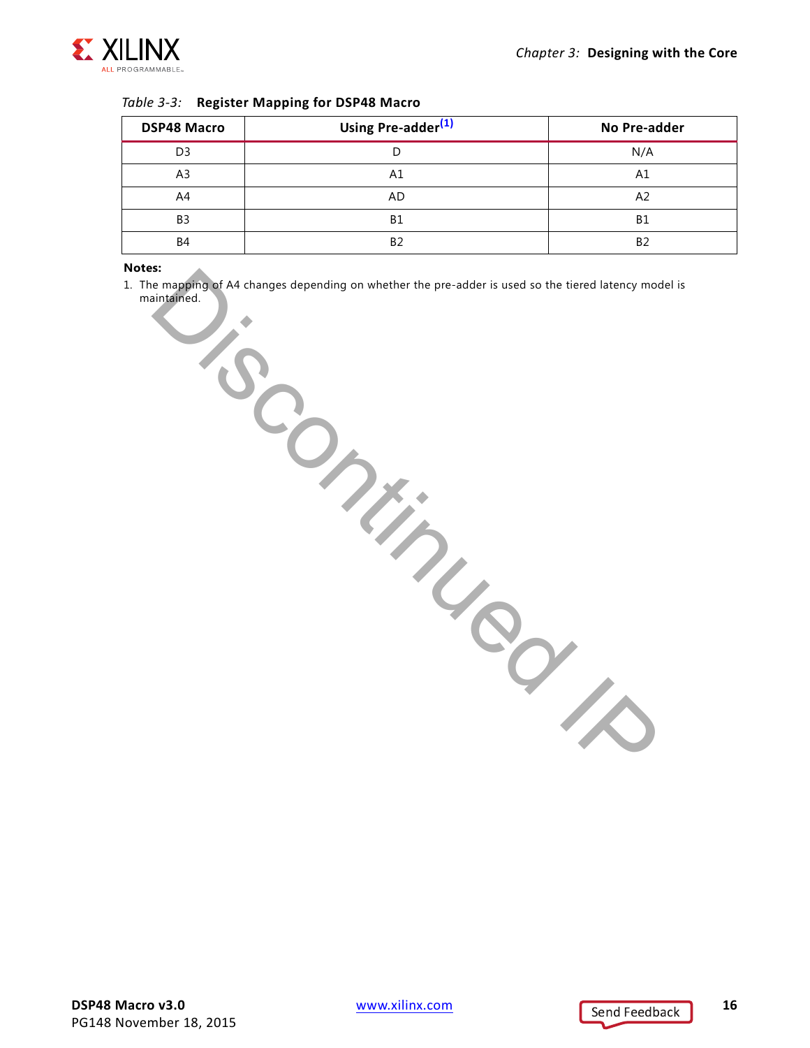*Table 3-3:* **Register Mapping for DSP48 Macro**

| DSP48 Macro | Using Pre-adder[(1)] | No Pre-adder |
|---|---|---|
| D3 | D | N/A |
| A3 | A1 | A1 |
| A4 | AD | A2 |
| B3 | B1 | B1 |
| B4 | B2 | B2 |

**Notes:**

1. The mapping of A4 changes depending on whether the pre-adder is used so the tiered latency model is maintained.

Discontinued IP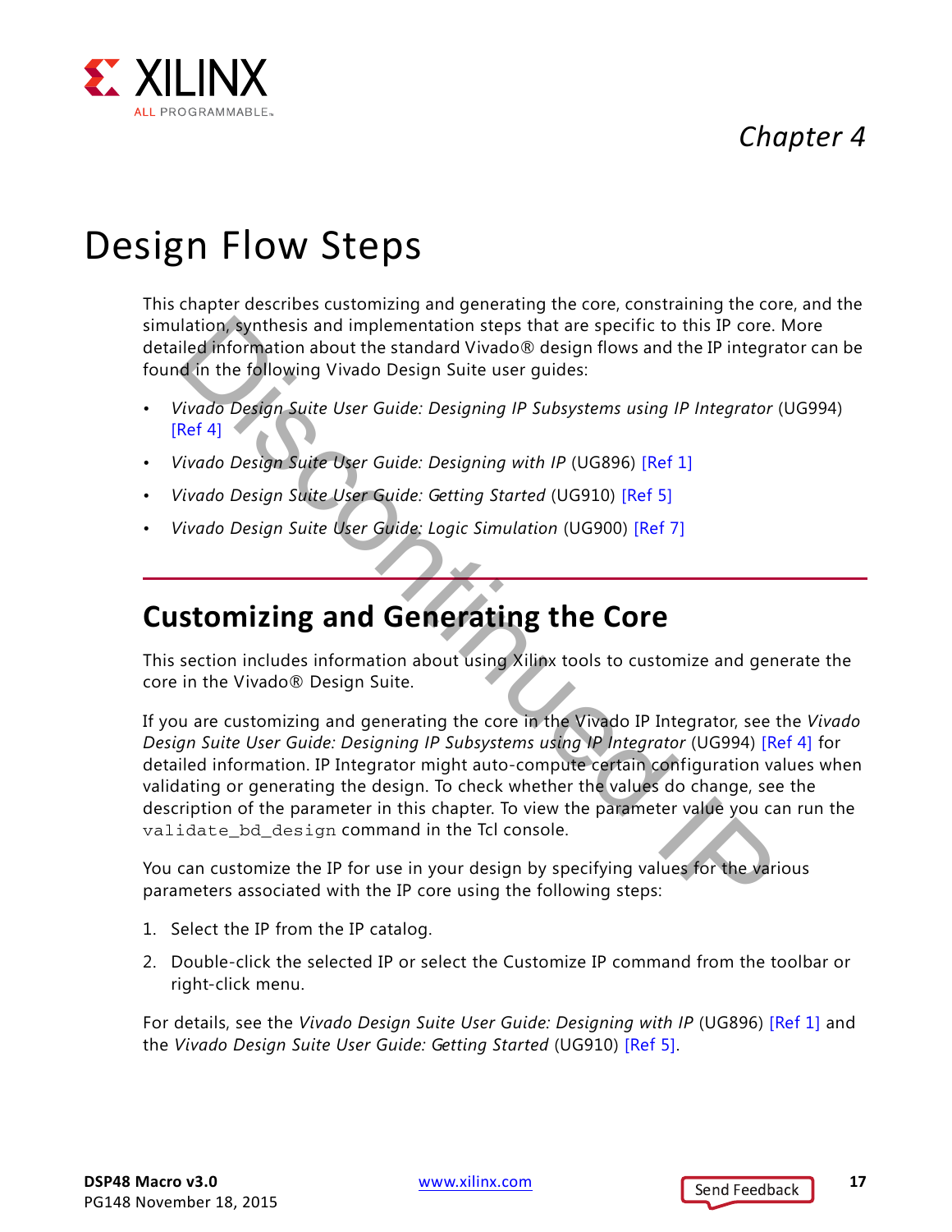Chapter 4

# Design Flow Steps

This chapter describes customizing and generating the core, constraining the core, and the simulation, synthesis and implementation steps that are specific to this IP core. More detailed information about the standard Vivado® design flows and the IP integrator can be found in the following Vivado Design Suite user guides:

- *Vivado Design Suite User Guide: Designing IP Subsystems using IP Integrator* (UG994) [Ref 4]
- *Vivado Design Suite User Guide: Designing with IP* (UG896) [Ref 1]
- *Vivado Design Suite User Guide: Getting Started* (UG910) [Ref 5]
- *Vivado Design Suite User Guide: Logic Simulation* (UG900) [Ref 7]

## Customizing and Generating the Core

This section includes information about using Xilinx tools to customize and generate the core in the Vivado® Design Suite.

If you are customizing and generating the core in the Vivado IP Integrator, see the *Vivado Design Suite User Guide: Designing IP Subsystems using IP Integrator* (UG994) [Ref 4] for detailed information. IP Integrator might auto-compute certain configuration values when validating or generating the design. To check whether the values do change, see the description of the parameter in this chapter. To view the parameter value you can run the `validate_bd_design` command in the Tcl console.

You can customize the IP for use in your design by specifying values for the various parameters associated with the IP core using the following steps:

1. Select the IP from the IP catalog.
2. Double-click the selected IP or select the Customize IP command from the toolbar or right-click menu.

For details, see the *Vivado Design Suite User Guide: Designing with IP* (UG896) [Ref 1] and the *Vivado Design Suite User Guide: Getting Started* (UG910) [Ref 5].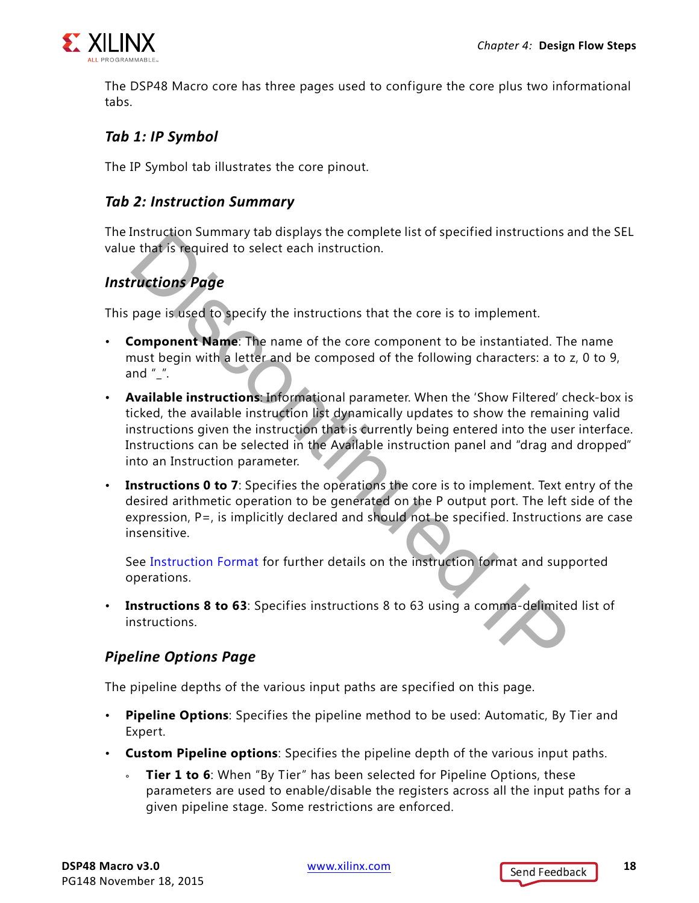The DSP48 Macro core has three pages used to configure the core plus two informational tabs.

### *Tab 1: IP Symbol*

The IP Symbol tab illustrates the core pinout.

### *Tab 2: Instruction Summary*

The Instruction Summary tab displays the complete list of specified instructions and the SEL value that is required to select each instruction.

### *Instructions Page*

This page is used to specify the instructions that the core is to implement.

- **Component Name**: The name of the core component to be instantiated. The name must begin with a letter and be composed of the following characters: a to z, 0 to 9, and "_".
- **Available instructions**: Informational parameter. When the 'Show Filtered' check-box is ticked, the available instruction list dynamically updates to show the remaining valid instructions given the instruction that is currently being entered into the user interface. Instructions can be selected in the Available instruction panel and "drag and dropped" into an Instruction parameter.
- **Instructions 0 to 7**: Specifies the operations the core is to implement. Text entry of the desired arithmetic operation to be generated on the P output port. The left side of the expression, P=, is implicitly declared and should not be specified. Instructions are case insensitive.

  See Instruction Format for further details on the instruction format and supported operations.
- **Instructions 8 to 63**: Specifies instructions 8 to 63 using a comma-delimited list of instructions.

### *Pipeline Options Page*

The pipeline depths of the various input paths are specified on this page.

- **Pipeline Options**: Specifies the pipeline method to be used: Automatic, By Tier and Expert.
- **Custom Pipeline options**: Specifies the pipeline depth of the various input paths.
  - **Tier 1 to 6**: When "By Tier" has been selected for Pipeline Options, these parameters are used to enable/disable the registers across all the input paths for a given pipeline stage. Some restrictions are enforced.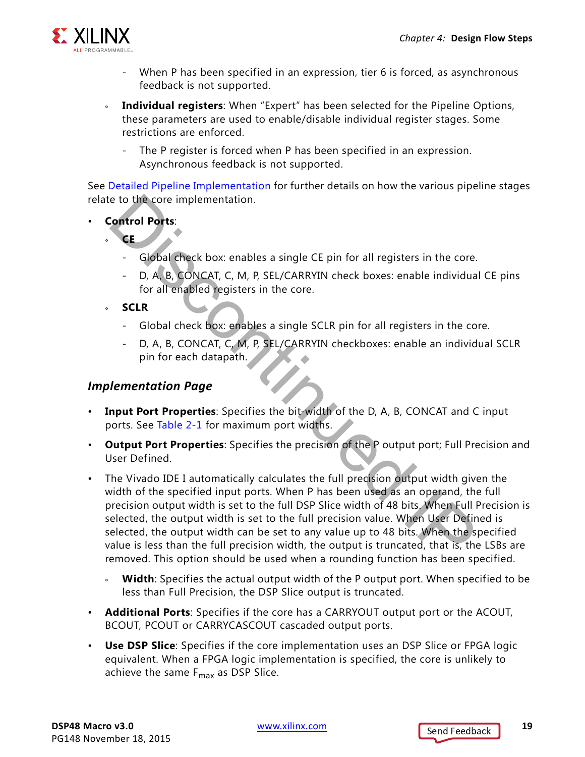- When P has been specified in an expression, tier 6 is forced, as asynchronous feedback is not supported.

  - **Individual registers**: When "Expert" has been selected for the Pipeline Options, these parameters are used to enable/disable individual register stages. Some restrictions are enforced.
    - The P register is forced when P has been specified in an expression. Asynchronous feedback is not supported.

See Detailed Pipeline Implementation for further details on how the various pipeline stages relate to the core implementation.

- **Control Ports**:
  - **CE**
    - Global check box: enables a single CE pin for all registers in the core.
    - D, A, B, CONCAT, C, M, P, SEL/CARRYIN check boxes: enable individual CE pins for all enabled registers in the core.
  - **SCLR**
    - Global check box: enables a single SCLR pin for all registers in the core.
    - D, A, B, CONCAT, C, M, P, SEL/CARRYIN checkboxes: enable an individual SCLR pin for each datapath.

### *Implementation Page*

- **Input Port Properties**: Specifies the bit-width of the D, A, B, CONCAT and C input ports. See Table 2-1 for maximum port widths.
- **Output Port Properties**: Specifies the precision of the P output port; Full Precision and User Defined.
- The Vivado IDE I automatically calculates the full precision output width given the width of the specified input ports. When P has been used as an operand, the full precision output width is set to the full DSP Slice width of 48 bits. When Full Precision is selected, the output width is set to the full precision value. When User Defined is selected, the output width can be set to any value up to 48 bits. When the specified value is less than the full precision width, the output is truncated, that is, the LSBs are removed. This option should be used when a rounding function has been specified.
  - **Width**: Specifies the actual output width of the P output port. When specified to be less than Full Precision, the DSP Slice output is truncated.
- **Additional Ports**: Specifies if the core has a CARRYOUT output port or the ACOUT, BCOUT, PCOUT or CARRYCASCOUT cascaded output ports.
- **Use DSP Slice**: Specifies if the core implementation uses an DSP Slice or FPGA logic equivalent. When a FPGA logic implementation is specified, the core is unlikely to achieve the same $F_{max}$ as DSP Slice.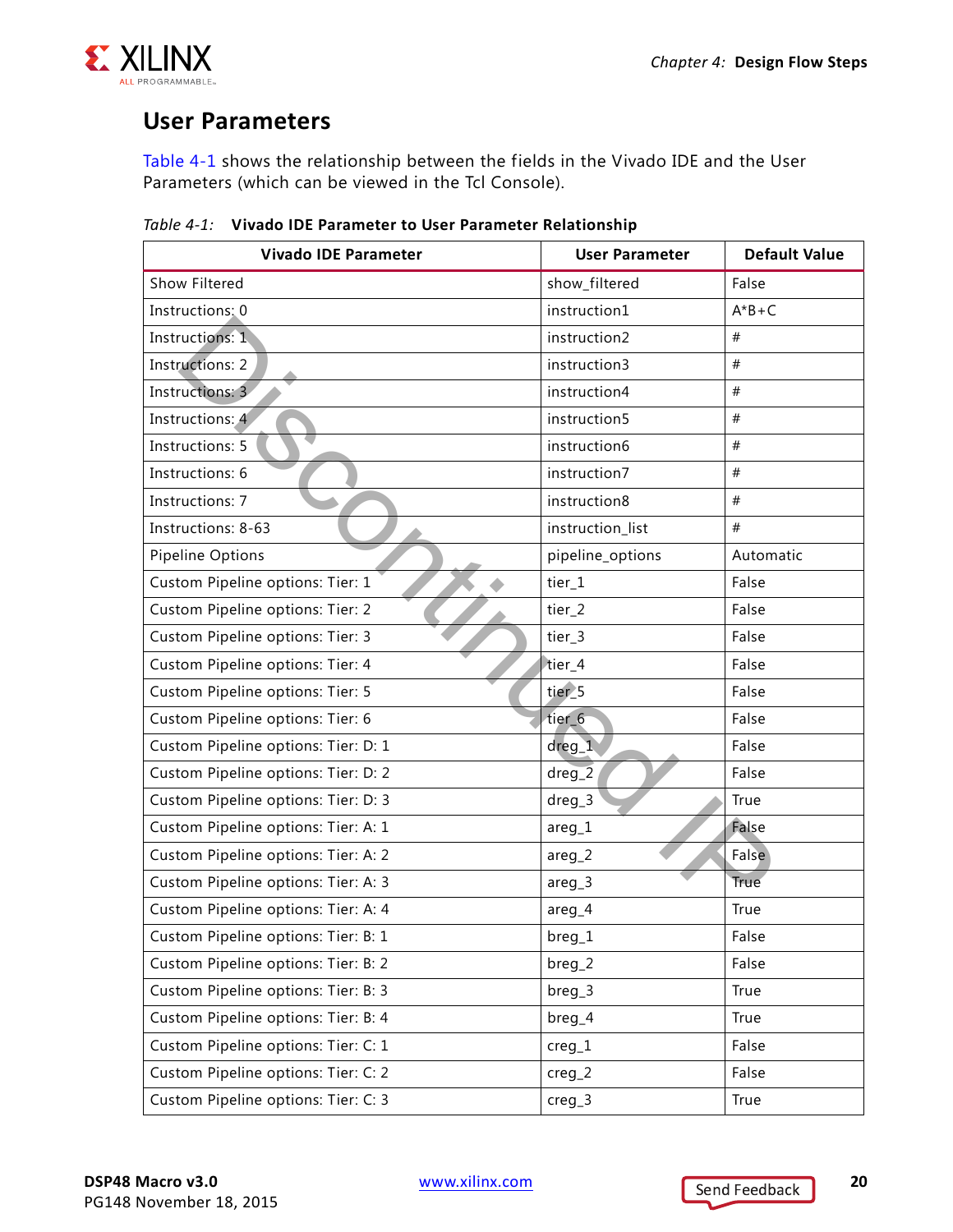## User Parameters

Table 4-1 shows the relationship between the fields in the Vivado IDE and the User Parameters (which can be viewed in the Tcl Console).

*Table 4-1:* **Vivado IDE Parameter to User Parameter Relationship**

| Vivado IDE Parameter | User Parameter | Default Value |
|---|---|---|
| Show Filtered | show_filtered | False |
| Instructions: 0 | instruction1 | A*B+C |
| Instructions: 1 | instruction2 | # |
| Instructions: 2 | instruction3 | # |
| Instructions: 3 | instruction4 | # |
| Instructions: 4 | instruction5 | # |
| Instructions: 5 | instruction6 | # |
| Instructions: 6 | instruction7 | # |
| Instructions: 7 | instruction8 | # |
| Instructions: 8-63 | instruction_list | # |
| Pipeline Options | pipeline_options | Automatic |
| Custom Pipeline options: Tier: 1 | tier_1 | False |
| Custom Pipeline options: Tier: 2 | tier_2 | False |
| Custom Pipeline options: Tier: 3 | tier_3 | False |
| Custom Pipeline options: Tier: 4 | tier_4 | False |
| Custom Pipeline options: Tier: 5 | tier_5 | False |
| Custom Pipeline options: Tier: 6 | tier_6 | False |
| Custom Pipeline options: Tier: D: 1 | dreg_1 | False |
| Custom Pipeline options: Tier: D: 2 | dreg_2 | False |
| Custom Pipeline options: Tier: D: 3 | dreg_3 | True |
| Custom Pipeline options: Tier: A: 1 | areg_1 | False |
| Custom Pipeline options: Tier: A: 2 | areg_2 | False |
| Custom Pipeline options: Tier: A: 3 | areg_3 | True |
| Custom Pipeline options: Tier: A: 4 | areg_4 | True |
| Custom Pipeline options: Tier: B: 1 | breg_1 | False |
| Custom Pipeline options: Tier: B: 2 | breg_2 | False |
| Custom Pipeline options: Tier: B: 3 | breg_3 | True |
| Custom Pipeline options: Tier: B: 4 | breg_4 | True |
| Custom Pipeline options: Tier: C: 1 | creg_1 | False |
| Custom Pipeline options: Tier: C: 2 | creg_2 | False |
| Custom Pipeline options: Tier: C: 3 | creg_3 | True |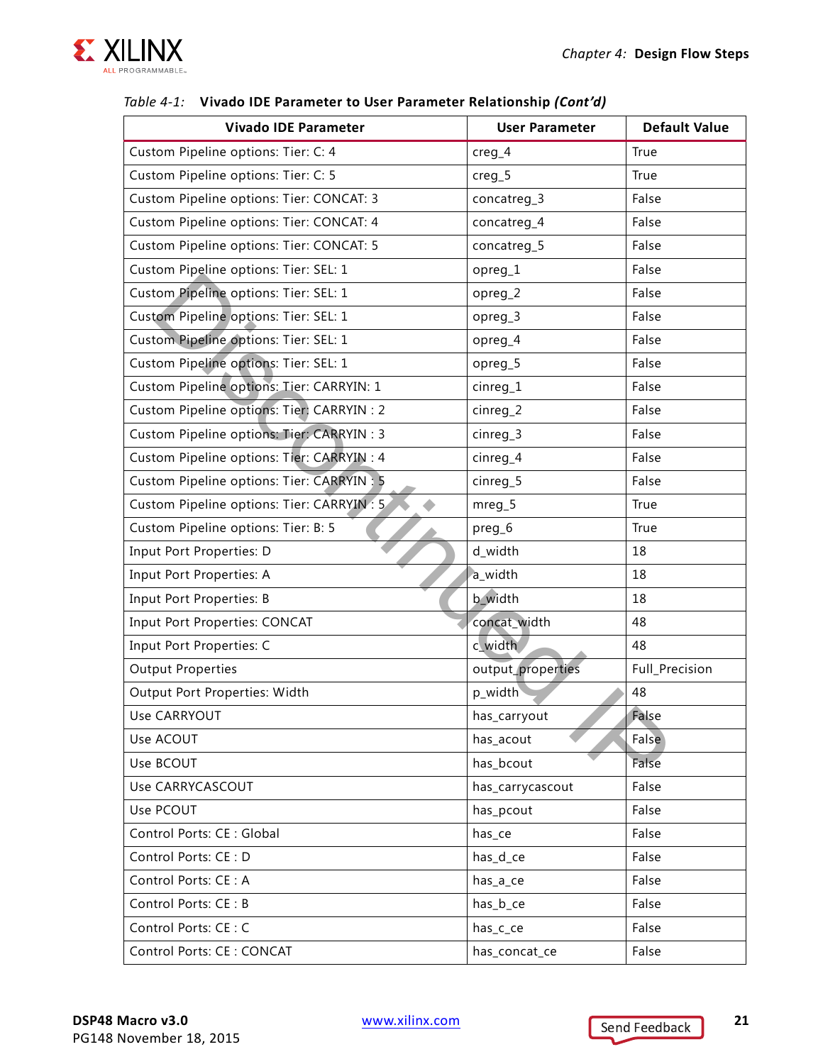Table 4-1: **Vivado IDE Parameter to User Parameter Relationship *(Cont'd)***

| Vivado IDE Parameter | User Parameter | Default Value |
|---|---|---|
| Custom Pipeline options: Tier: C: 4 | creg_4 | True |
| Custom Pipeline options: Tier: C: 5 | creg_5 | True |
| Custom Pipeline options: Tier: CONCAT: 3 | concatreg_3 | False |
| Custom Pipeline options: Tier: CONCAT: 4 | concatreg_4 | False |
| Custom Pipeline options: Tier: CONCAT: 5 | concatreg_5 | False |
| Custom Pipeline options: Tier: SEL: 1 | opreg_1 | False |
| Custom Pipeline options: Tier: SEL: 1 | opreg_2 | False |
| Custom Pipeline options: Tier: SEL: 1 | opreg_3 | False |
| Custom Pipeline options: Tier: SEL: 1 | opreg_4 | False |
| Custom Pipeline options: Tier: SEL: 1 | opreg_5 | False |
| Custom Pipeline options: Tier: CARRYIN: 1 | cinreg_1 | False |
| Custom Pipeline options: Tier: CARRYIN : 2 | cinreg_2 | False |
| Custom Pipeline options: Tier: CARRYIN : 3 | cinreg_3 | False |
| Custom Pipeline options: Tier: CARRYIN : 4 | cinreg_4 | False |
| Custom Pipeline options: Tier: CARRYIN : 5 | cinreg_5 | False |
| Custom Pipeline options: Tier: CARRYIN : 5 | mreg_5 | True |
| Custom Pipeline options: Tier: B: 5 | preg_6 | True |
| Input Port Properties: D | d_width | 18 |
| Input Port Properties: A | a_width | 18 |
| Input Port Properties: B | b_width | 18 |
| Input Port Properties: CONCAT | concat_width | 48 |
| Input Port Properties: C | c_width | 48 |
| Output Properties | output_properties | Full_Precision |
| Output Port Properties: Width | p_width | 48 |
| Use CARRYOUT | has_carryout | False |
| Use ACOUT | has_acout | False |
| Use BCOUT | has_bcout | False |
| Use CARRYCASCOUT | has_carrycascout | False |
| Use PCOUT | has_pcout | False |
| Control Ports: CE : Global | has_ce | False |
| Control Ports: CE : D | has_d_ce | False |
| Control Ports: CE : A | has_a_ce | False |
| Control Ports: CE : B | has_b_ce | False |
| Control Ports: CE : C | has_c_ce | False |
| Control Ports: CE : CONCAT | has_concat_ce | False |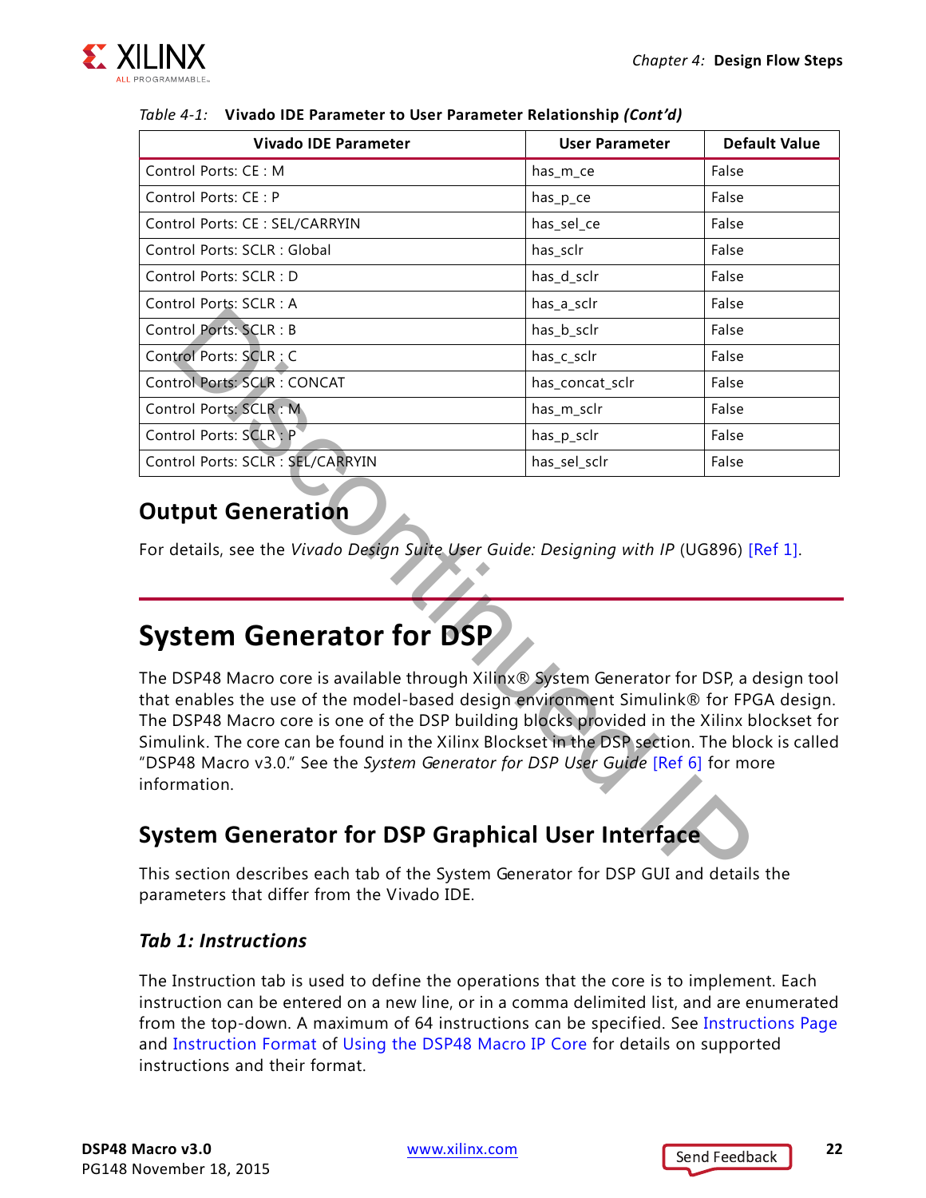Table 4-1: **Vivado IDE Parameter to User Parameter Relationship *(Cont'd)***

| Vivado IDE Parameter | User Parameter | Default Value |
|---|---|---|
| Control Ports: CE : M | has_m_ce | False |
| Control Ports: CE : P | has_p_ce | False |
| Control Ports: CE : SEL/CARRYIN | has_sel_ce | False |
| Control Ports: SCLR : Global | has_sclr | False |
| Control Ports: SCLR : D | has_d_sclr | False |
| Control Ports: SCLR : A | has_a_sclr | False |
| Control Ports: SCLR : B | has_b_sclr | False |
| Control Ports: SCLR : C | has_c_sclr | False |
| Control Ports: SCLR : CONCAT | has_concat_sclr | False |
| Control Ports: SCLR : M | has_m_sclr | False |
| Control Ports: SCLR : P | has_p_sclr | False |
| Control Ports: SCLR : SEL/CARRYIN | has_sel_sclr | False |

## Output Generation

For details, see the *Vivado Design Suite User Guide: Designing with IP* (UG896) [Ref 1].

# System Generator for DSP

The DSP48 Macro core is available through Xilinx® System Generator for DSP, a design tool that enables the use of the model-based design environment Simulink® for FPGA design. The DSP48 Macro core is one of the DSP building blocks provided in the Xilinx blockset for Simulink. The core can be found in the Xilinx Blockset in the DSP section. The block is called "DSP48 Macro v3.0." See the *System Generator for DSP User Guide* [Ref 6] for more information.

## System Generator for DSP Graphical User Interface

This section describes each tab of the System Generator for DSP GUI and details the parameters that differ from the Vivado IDE.

### *Tab 1: Instructions*

The Instruction tab is used to define the operations that the core is to implement. Each instruction can be entered on a new line, or in a comma delimited list, and are enumerated from the top-down. A maximum of 64 instructions can be specified. See Instructions Page and Instruction Format of Using the DSP48 Macro IP Core for details on supported instructions and their format.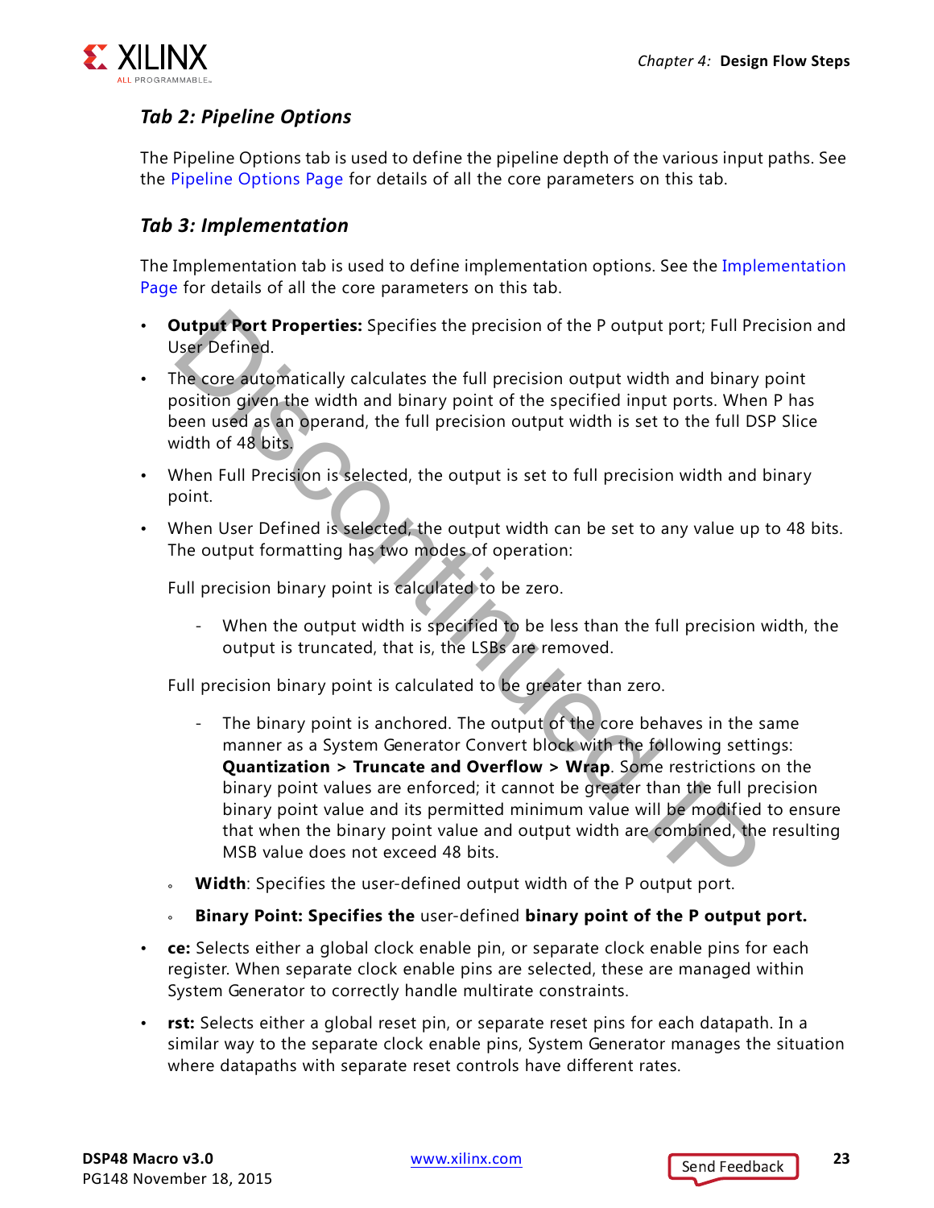### *Tab 2: Pipeline Options*

The Pipeline Options tab is used to define the pipeline depth of the various input paths. See the Pipeline Options Page for details of all the core parameters on this tab.

### *Tab 3: Implementation*

The Implementation tab is used to define implementation options. See the Implementation Page for details of all the core parameters on this tab.

- **Output Port Properties:** Specifies the precision of the P output port; Full Precision and User Defined.
- The core automatically calculates the full precision output width and binary point position given the width and binary point of the specified input ports. When P has been used as an operand, the full precision output width is set to the full DSP Slice width of 48 bits.
- When Full Precision is selected, the output is set to full precision width and binary point.
- When User Defined is selected, the output width can be set to any value up to 48 bits. The output formatting has two modes of operation:

  Full precision binary point is calculated to be zero.

  - When the output width is specified to be less than the full precision width, the output is truncated, that is, the LSBs are removed.

  Full precision binary point is calculated to be greater than zero.

  - The binary point is anchored. The output of the core behaves in the same manner as a System Generator Convert block with the following settings: **Quantization > Truncate and Overflow > Wrap**. Some restrictions on the binary point values are enforced; it cannot be greater than the full precision binary point value and its permitted minimum value will be modified to ensure that when the binary point value and output width are combined, the resulting MSB value does not exceed 48 bits.

  - **Width**: Specifies the user-defined output width of the P output port.
  - **Binary Point: Specifies the** user-defined **binary point of the P output port.**
- **ce:** Selects either a global clock enable pin, or separate clock enable pins for each register. When separate clock enable pins are selected, these are managed within System Generator to correctly handle multirate constraints.
- **rst:** Selects either a global reset pin, or separate reset pins for each datapath. In a similar way to the separate clock enable pins, System Generator manages the situation where datapaths with separate reset controls have different rates.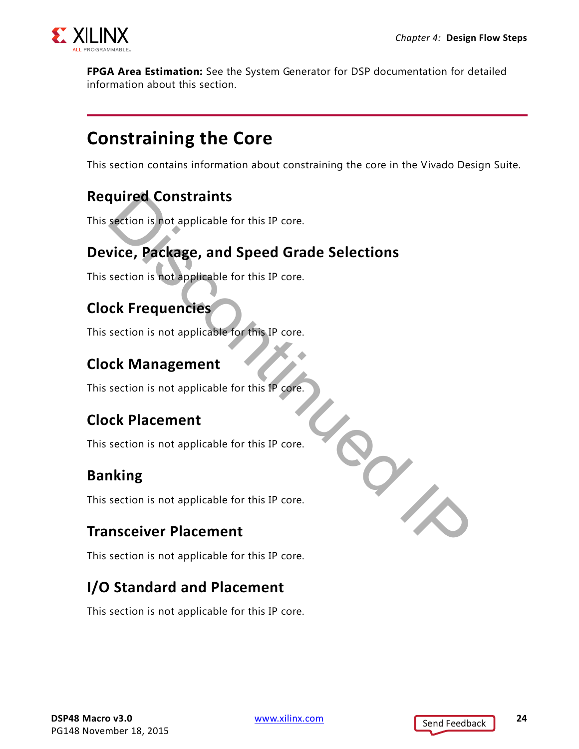**FPGA Area Estimation:** See the System Generator for DSP documentation for detailed information about this section.

## Constraining the Core

This section contains information about constraining the core in the Vivado Design Suite.

### Required Constraints

This section is not applicable for this IP core.

### Device, Package, and Speed Grade Selections

This section is not applicable for this IP core.

### Clock Frequencies

This section is not applicable for this IP core.

### Clock Management

This section is not applicable for this IP core.

### Clock Placement

This section is not applicable for this IP core.

### Banking

This section is not applicable for this IP core.

### Transceiver Placement

This section is not applicable for this IP core.

### I/O Standard and Placement

This section is not applicable for this IP core.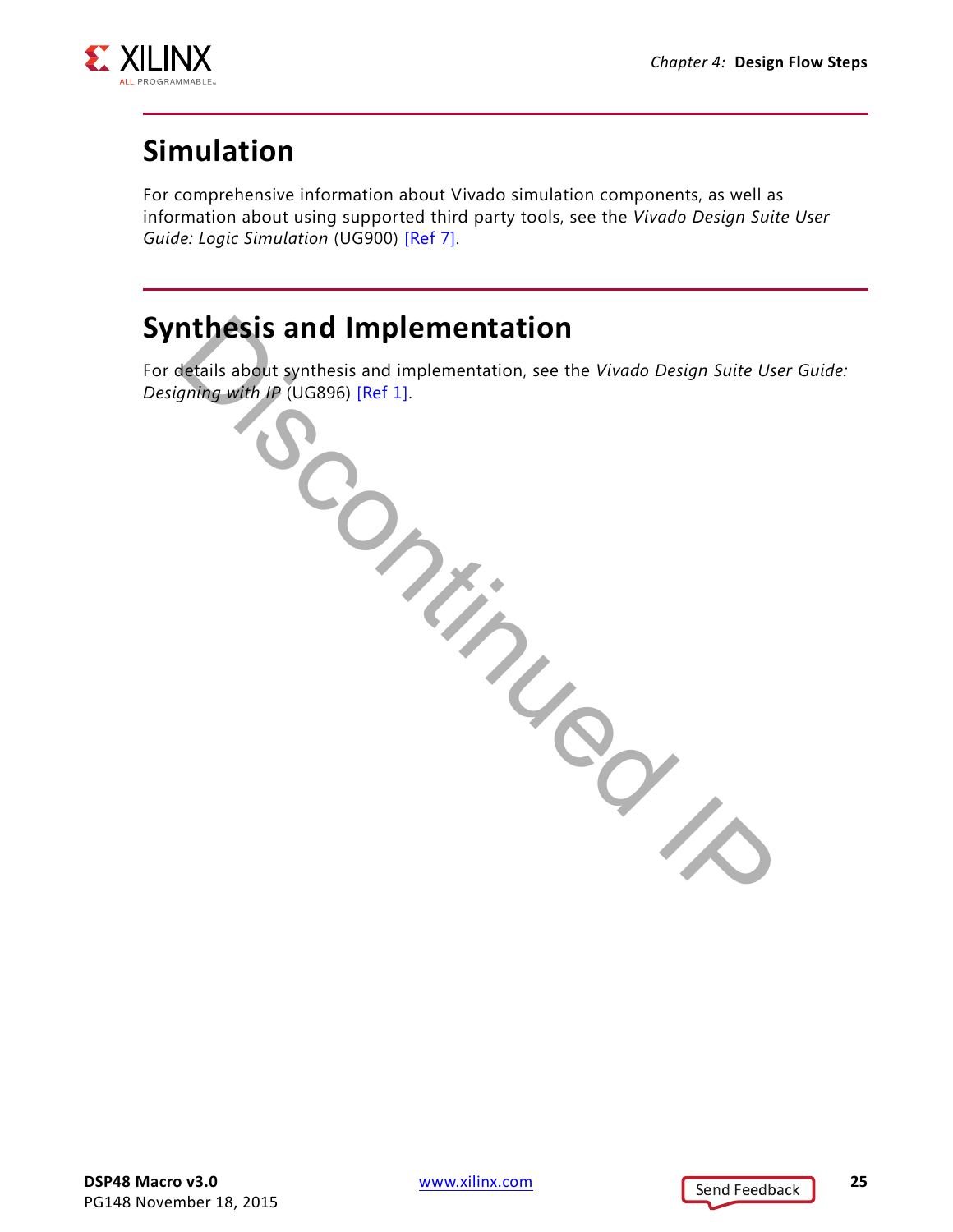## Simulation

For comprehensive information about Vivado simulation components, as well as information about using supported third party tools, see the *Vivado Design Suite User Guide: Logic Simulation* (UG900) [Ref 7].

## Synthesis and Implementation

For details about synthesis and implementation, see the *Vivado Design Suite User Guide: Designing with IP* (UG896) [Ref 1].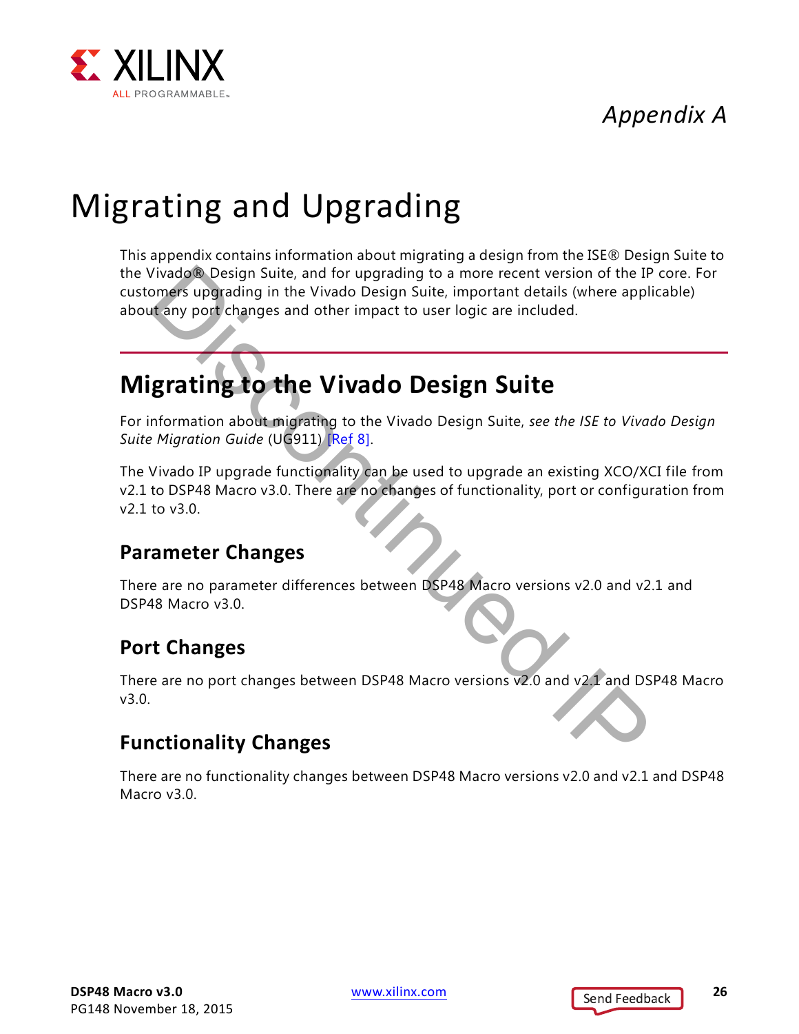*Appendix A*

# Migrating and Upgrading

This appendix contains information about migrating a design from the ISE® Design Suite to the Vivado® Design Suite, and for upgrading to a more recent version of the IP core. For customers upgrading in the Vivado Design Suite, important details (where applicable) about any port changes and other impact to user logic are included.

## Migrating to the Vivado Design Suite

For information about migrating to the Vivado Design Suite, *see the ISE to Vivado Design Suite Migration Guide* (UG911) [Ref 8].

The Vivado IP upgrade functionality can be used to upgrade an existing XCO/XCI file from v2.1 to DSP48 Macro v3.0. There are no changes of functionality, port or configuration from v2.1 to v3.0.

### Parameter Changes

There are no parameter differences between DSP48 Macro versions v2.0 and v2.1 and DSP48 Macro v3.0.

### Port Changes

There are no port changes between DSP48 Macro versions v2.0 and v2.1 and DSP48 Macro v3.0.

### Functionality Changes

There are no functionality changes between DSP48 Macro versions v2.0 and v2.1 and DSP48 Macro v3.0.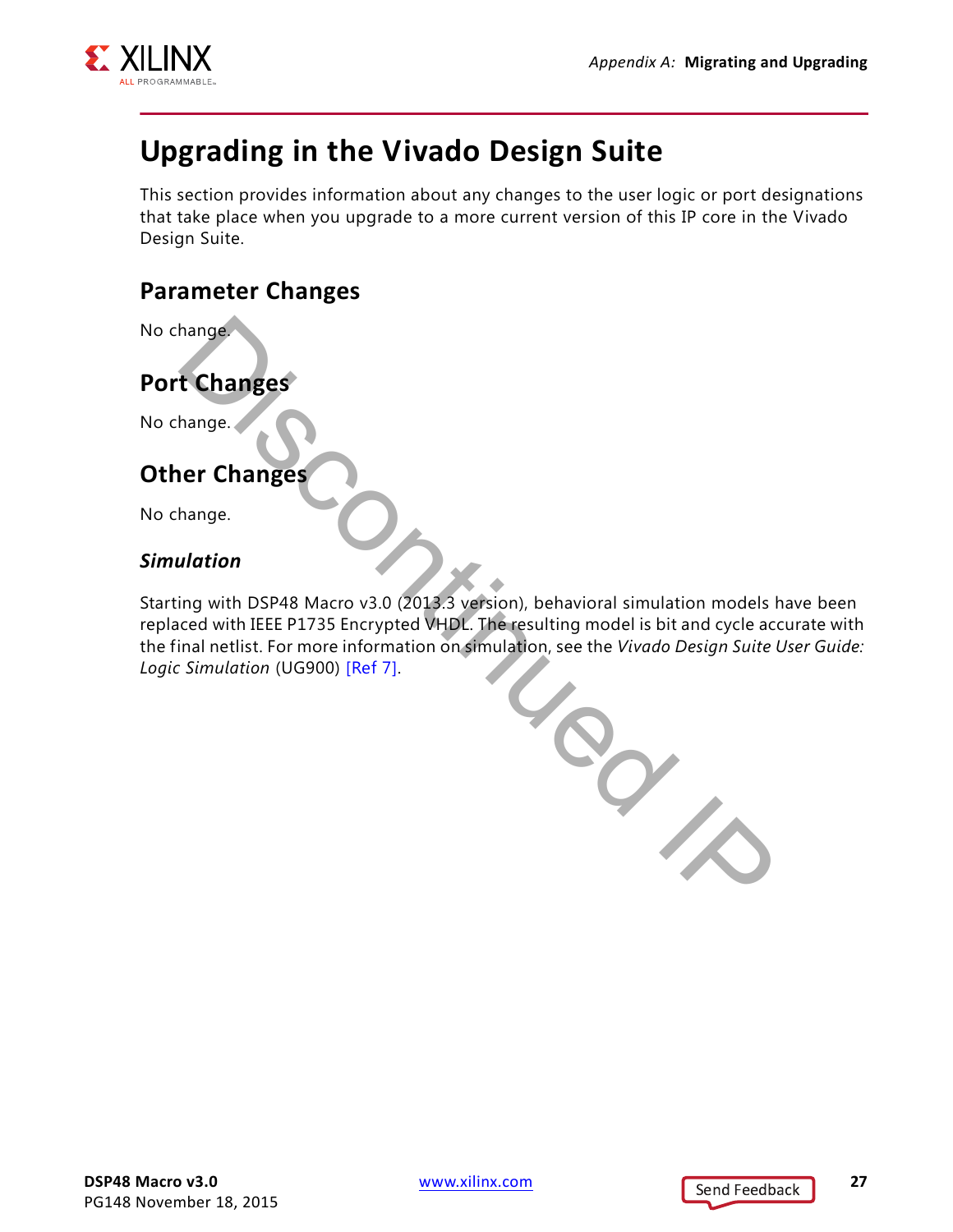## Upgrading in the Vivado Design Suite

This section provides information about any changes to the user logic or port designations that take place when you upgrade to a more current version of this IP core in the Vivado Design Suite.

### Parameter Changes

No change.

### Port Changes

No change.

### Other Changes

No change.

#### *Simulation*

Starting with DSP48 Macro v3.0 (2013.3 version), behavioral simulation models have been replaced with IEEE P1735 Encrypted VHDL. The resulting model is bit and cycle accurate with the final netlist. For more information on simulation, see the *Vivado Design Suite User Guide: Logic Simulation* (UG900) [Ref 7].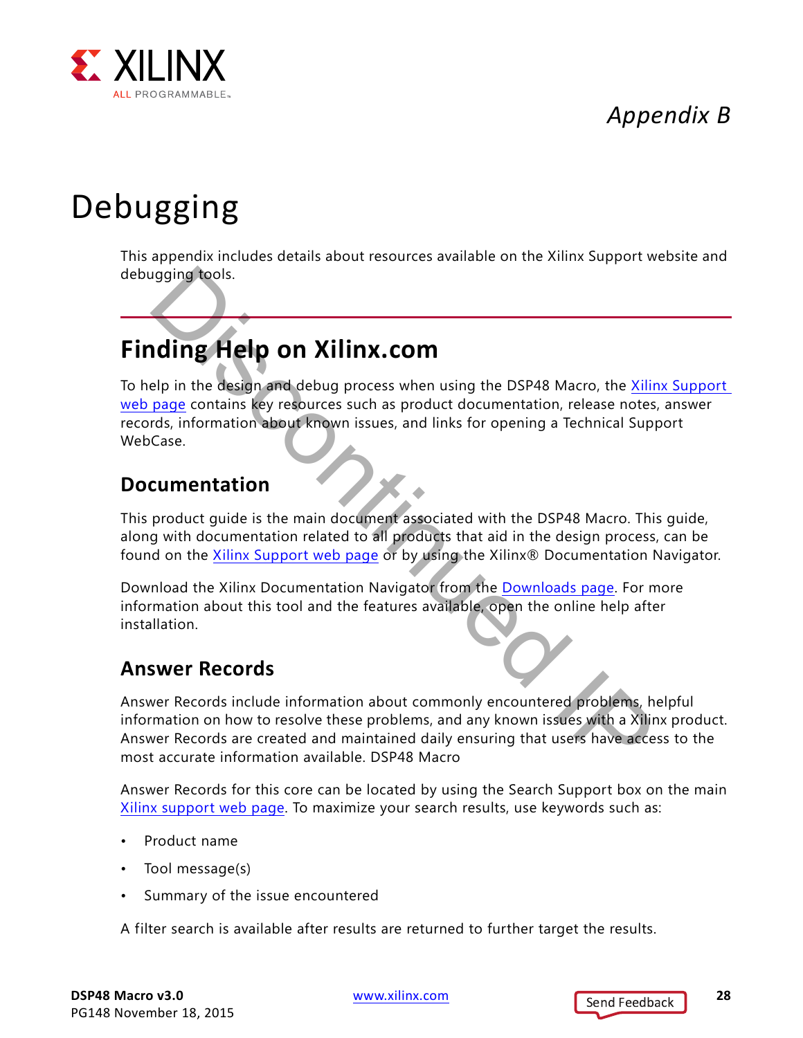*Appendix B*

# Debugging

This appendix includes details about resources available on the Xilinx Support website and debugging tools.

## Finding Help on Xilinx.com

To help in the design and debug process when using the DSP48 Macro, the Xilinx Support web page contains key resources such as product documentation, release notes, answer records, information about known issues, and links for opening a Technical Support WebCase.

### Documentation

This product guide is the main document associated with the DSP48 Macro. This guide, along with documentation related to all products that aid in the design process, can be found on the Xilinx Support web page or by using the Xilinx® Documentation Navigator.

Download the Xilinx Documentation Navigator from the Downloads page. For more information about this tool and the features available, open the online help after installation.

### Answer Records

Answer Records include information about commonly encountered problems, helpful information on how to resolve these problems, and any known issues with a Xilinx product. Answer Records are created and maintained daily ensuring that users have access to the most accurate information available. DSP48 Macro

Answer Records for this core can be located by using the Search Support box on the main Xilinx support web page. To maximize your search results, use keywords such as:

- Product name
- Tool message(s)
- Summary of the issue encountered

A filter search is available after results are returned to further target the results.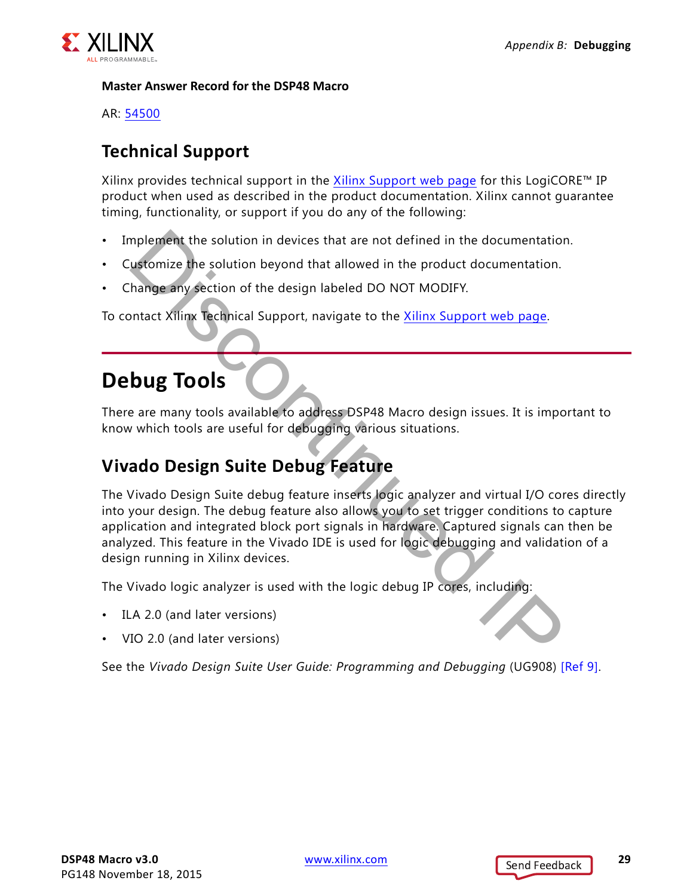**Master Answer Record for the DSP48 Macro**

AR: 54500

## Technical Support

Xilinx provides technical support in the Xilinx Support web page for this LogiCORE™ IP product when used as described in the product documentation. Xilinx cannot guarantee timing, functionality, or support if you do any of the following:

- Implement the solution in devices that are not defined in the documentation.
- Customize the solution beyond that allowed in the product documentation.
- Change any section of the design labeled DO NOT MODIFY.

To contact Xilinx Technical Support, navigate to the Xilinx Support web page.

# Debug Tools

There are many tools available to address DSP48 Macro design issues. It is important to know which tools are useful for debugging various situations.

## Vivado Design Suite Debug Feature

The Vivado Design Suite debug feature inserts logic analyzer and virtual I/O cores directly into your design. The debug feature also allows you to set trigger conditions to capture application and integrated block port signals in hardware. Captured signals can then be analyzed. This feature in the Vivado IDE is used for logic debugging and validation of a design running in Xilinx devices.

The Vivado logic analyzer is used with the logic debug IP cores, including:

- ILA 2.0 (and later versions)
- VIO 2.0 (and later versions)

See the *Vivado Design Suite User Guide: Programming and Debugging* (UG908) [Ref 9].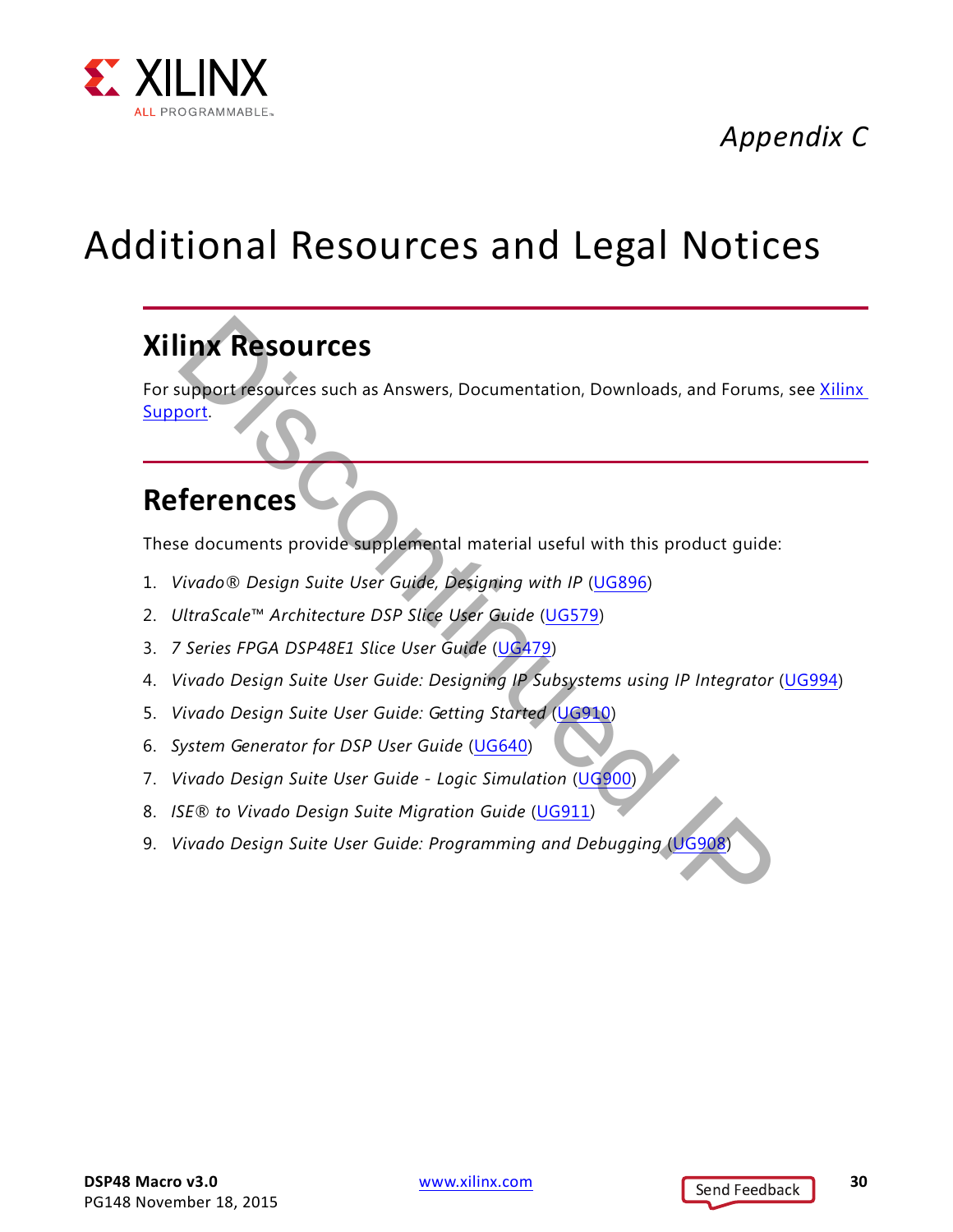Appendix C

# Additional Resources and Legal Notices

## Xilinx Resources

For support resources such as Answers, Documentation, Downloads, and Forums, see Xilinx Support.

## References

These documents provide supplemental material useful with this product guide:

1. *Vivado® Design Suite User Guide, Designing with IP* (UG896)
2. *UltraScale™ Architecture DSP Slice User Guide* (UG579)
3. *7 Series FPGA DSP48E1 Slice User Guide* (UG479)
4. *Vivado Design Suite User Guide: Designing IP Subsystems using IP Integrator* (UG994)
5. *Vivado Design Suite User Guide: Getting Started* (UG910)
6. *System Generator for DSP User Guide* (UG640)
7. *Vivado Design Suite User Guide - Logic Simulation* (UG900)
8. *ISE® to Vivado Design Suite Migration Guide* (UG911)
9. *Vivado Design Suite User Guide: Programming and Debugging* (UG908)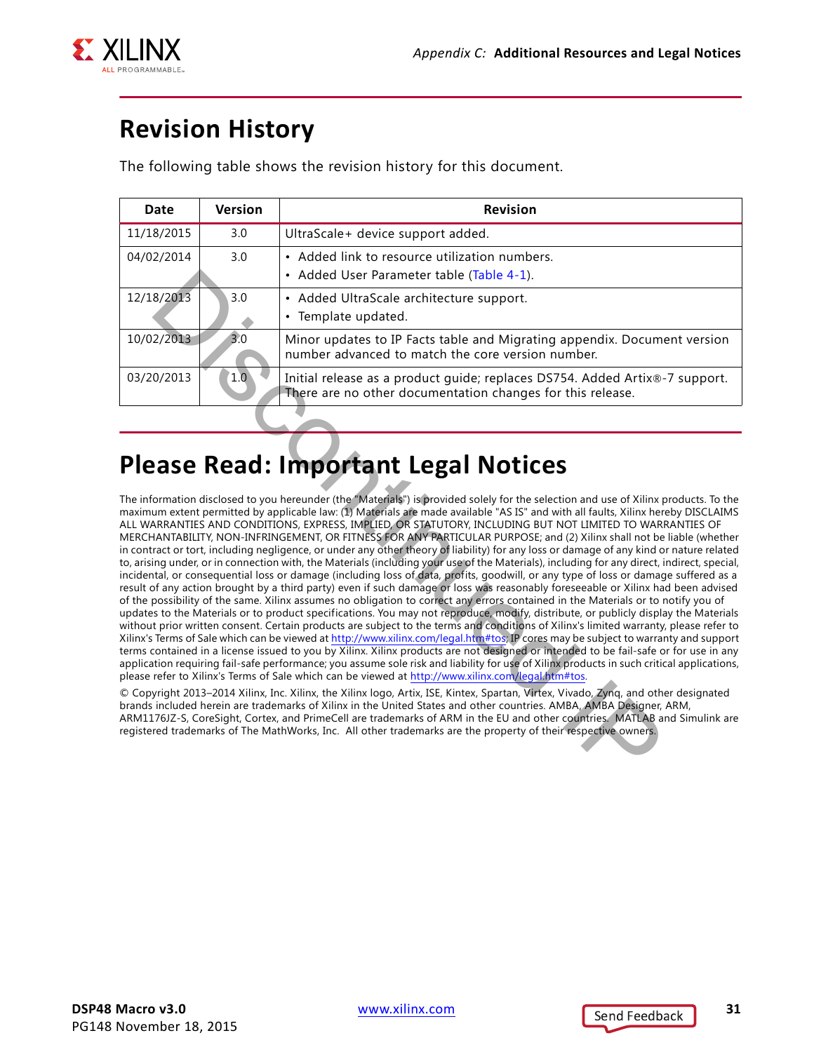## Revision History

The following table shows the revision history for this document.

| Date | Version | Revision |
|---|---|---|
| 11/18/2015 | 3.0 | UltraScale+ device support added. |
| 04/02/2014 | 3.0 | • Added link to resource utilization numbers.<br>• Added User Parameter table (Table 4-1). |
| 12/18/2013 | 3.0 | • Added UltraScale architecture support.<br>• Template updated. |
| 10/02/2013 | 3.0 | Minor updates to IP Facts table and Migrating appendix. Document version number advanced to match the core version number. |
| 03/20/2013 | 1.0 | Initial release as a product guide; replaces DS754. Added Artix®-7 support. There are no other documentation changes for this release. |

## Please Read: Important Legal Notices

The information disclosed to you hereunder (the "Materials") is provided solely for the selection and use of Xilinx products. To the maximum extent permitted by applicable law: (1) Materials are made available "AS IS" and with all faults, Xilinx hereby DISCLAIMS ALL WARRANTIES AND CONDITIONS, EXPRESS, IMPLIED, OR STATUTORY, INCLUDING BUT NOT LIMITED TO WARRANTIES OF MERCHANTABILITY, NON-INFRINGEMENT, OR FITNESS FOR ANY PARTICULAR PURPOSE; and (2) Xilinx shall not be liable (whether in contract or tort, including negligence, or under any other theory of liability) for any loss or damage of any kind or nature related to, arising under, or in connection with, the Materials (including your use of the Materials), including for any direct, indirect, special, incidental, or consequential loss or damage (including loss of data, profits, goodwill, or any type of loss or damage suffered as a result of any action brought by a third party) even if such damage or loss was reasonably foreseeable or Xilinx had been advised of the possibility of the same. Xilinx assumes no obligation to correct any errors contained in the Materials or to notify you of updates to the Materials or to product specifications. You may not reproduce, modify, distribute, or publicly display the Materials without prior written consent. Certain products are subject to the terms and conditions of Xilinx's limited warranty, please refer to Xilinx's Terms of Sale which can be viewed at http://www.xilinx.com/legal.htm#tos; IP cores may be subject to warranty and support terms contained in a license issued to you by Xilinx. Xilinx products are not designed or intended to be fail-safe or for use in any application requiring fail-safe performance; you assume sole risk and liability for use of Xilinx products in such critical applications, please refer to Xilinx's Terms of Sale which can be viewed at http://www.xilinx.com/legal.htm#tos.

© Copyright 2013–2014 Xilinx, Inc. Xilinx, the Xilinx logo, Artix, ISE, Kintex, Spartan, Virtex, Vivado, Zynq, and other designated brands included herein are trademarks of Xilinx in the United States and other countries. AMBA, AMBA Designer, ARM, ARM1176JZ-S, CoreSight, Cortex, and PrimeCell are trademarks of ARM in the EU and other countries. MATLAB and Simulink are registered trademarks of The MathWorks, Inc. All other trademarks are the property of their respective owners.